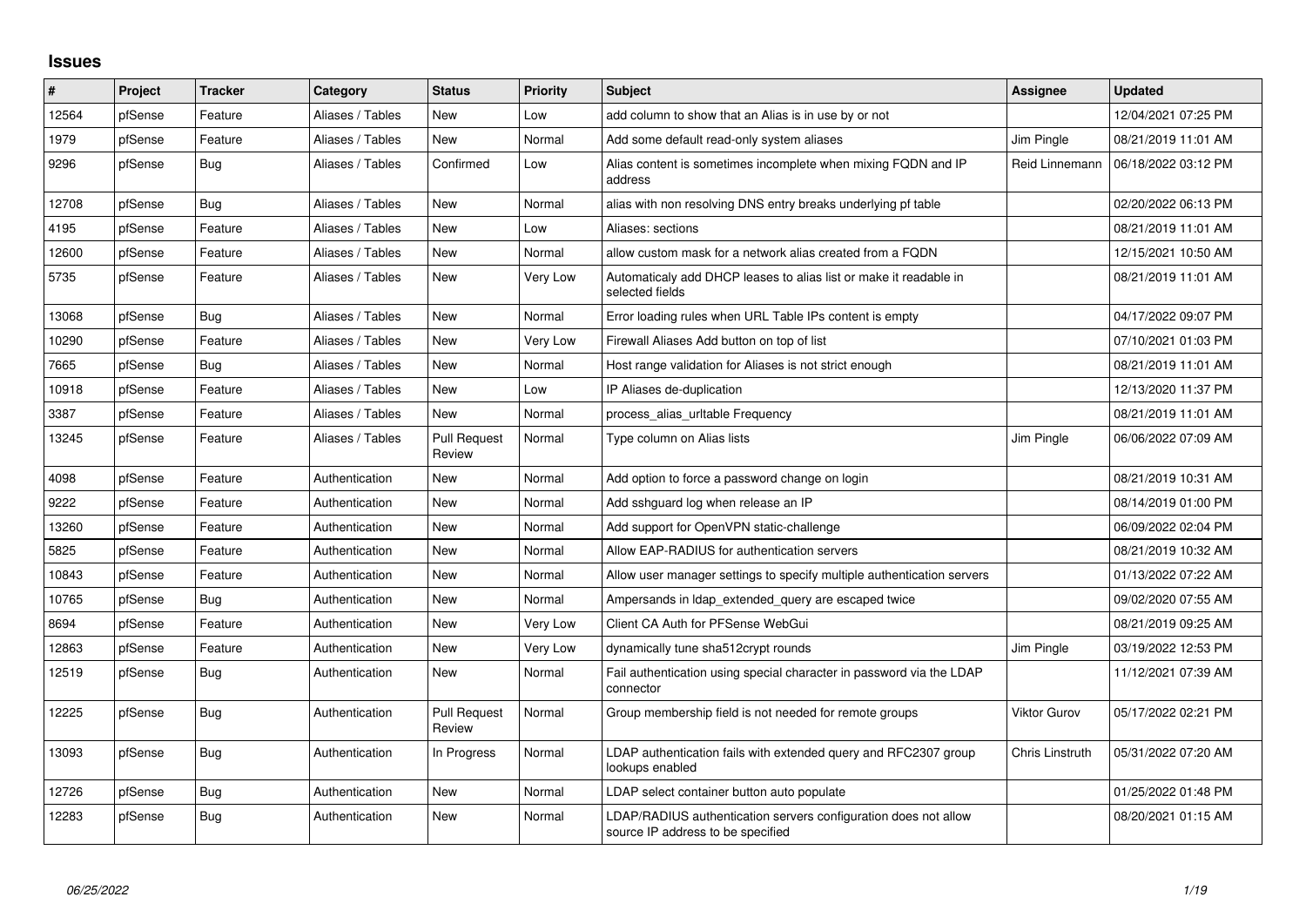# Issues

| # | Project | Tracker | Category | Status | Priority | Subject | Assignee | Updated |
|---|---|---|---|---|---|---|---|---|
| 12564 | pfSense | Feature | Aliases / Tables | New | Low | add column to show that an Alias is in use by or not | | 12/04/2021 07:25 PM |
| 1979 | pfSense | Feature | Aliases / Tables | New | Normal | Add some default read-only system aliases | Jim Pingle | 08/21/2019 11:01 AM |
| 9296 | pfSense | Bug | Aliases / Tables | Confirmed | Low | Alias content is sometimes incomplete when mixing FQDN and IP address | Reid Linnemann | 06/18/2022 03:12 PM |
| 12708 | pfSense | Bug | Aliases / Tables | New | Normal | alias with non resolving DNS entry breaks underlying pf table | | 02/20/2022 06:13 PM |
| 4195 | pfSense | Feature | Aliases / Tables | New | Low | Aliases: sections | | 08/21/2019 11:01 AM |
| 12600 | pfSense | Feature | Aliases / Tables | New | Normal | allow custom mask for a network alias created from a FQDN | | 12/15/2021 10:50 AM |
| 5735 | pfSense | Feature | Aliases / Tables | New | Very Low | Automaticaly add DHCP leases to alias list or make it readable in selected fields | | 08/21/2019 11:01 AM |
| 13068 | pfSense | Bug | Aliases / Tables | New | Normal | Error loading rules when URL Table IPs content is empty | | 04/17/2022 09:07 PM |
| 10290 | pfSense | Feature | Aliases / Tables | New | Very Low | Firewall Aliases Add button on top of list | | 07/10/2021 01:03 PM |
| 7665 | pfSense | Bug | Aliases / Tables | New | Normal | Host range validation for Aliases is not strict enough | | 08/21/2019 11:01 AM |
| 10918 | pfSense | Feature | Aliases / Tables | New | Low | IP Aliases de-duplication | | 12/13/2020 11:37 PM |
| 3387 | pfSense | Feature | Aliases / Tables | New | Normal | process_alias_urltable Frequency | | 08/21/2019 11:01 AM |
| 13245 | pfSense | Feature | Aliases / Tables | Pull Request Review | Normal | Type column on Alias lists | Jim Pingle | 06/06/2022 07:09 AM |
| 4098 | pfSense | Feature | Authentication | New | Normal | Add option to force a password change on login | | 08/21/2019 10:31 AM |
| 9222 | pfSense | Feature | Authentication | New | Normal | Add sshguard log when release an IP | | 08/14/2019 01:00 PM |
| 13260 | pfSense | Feature | Authentication | New | Normal | Add support for OpenVPN static-challenge | | 06/09/2022 02:04 PM |
| 5825 | pfSense | Feature | Authentication | New | Normal | Allow EAP-RADIUS for authentication servers | | 08/21/2019 10:32 AM |
| 10843 | pfSense | Feature | Authentication | New | Normal | Allow user manager settings to specify multiple authentication servers | | 01/13/2022 07:22 AM |
| 10765 | pfSense | Bug | Authentication | New | Normal | Ampersands in ldap_extended_query are escaped twice | | 09/02/2020 07:55 AM |
| 8694 | pfSense | Feature | Authentication | New | Very Low | Client CA Auth for PFSense WebGui | | 08/21/2019 09:25 AM |
| 12863 | pfSense | Feature | Authentication | New | Very Low | dynamically tune sha512crypt rounds | Jim Pingle | 03/19/2022 12:53 PM |
| 12519 | pfSense | Bug | Authentication | New | Normal | Fail authentication using special character in password via the LDAP connector | | 11/12/2021 07:39 AM |
| 12225 | pfSense | Bug | Authentication | Pull Request Review | Normal | Group membership field is not needed for remote groups | Viktor Gurov | 05/17/2022 02:21 PM |
| 13093 | pfSense | Bug | Authentication | In Progress | Normal | LDAP authentication fails with extended query and RFC2307 group lookups enabled | Chris Linstruth | 05/31/2022 07:20 AM |
| 12726 | pfSense | Bug | Authentication | New | Normal | LDAP select container button auto populate | | 01/25/2022 01:48 PM |
| 12283 | pfSense | Bug | Authentication | New | Normal | LDAP/RADIUS authentication servers configuration does not allow source IP address to be specified | | 08/20/2021 01:15 AM |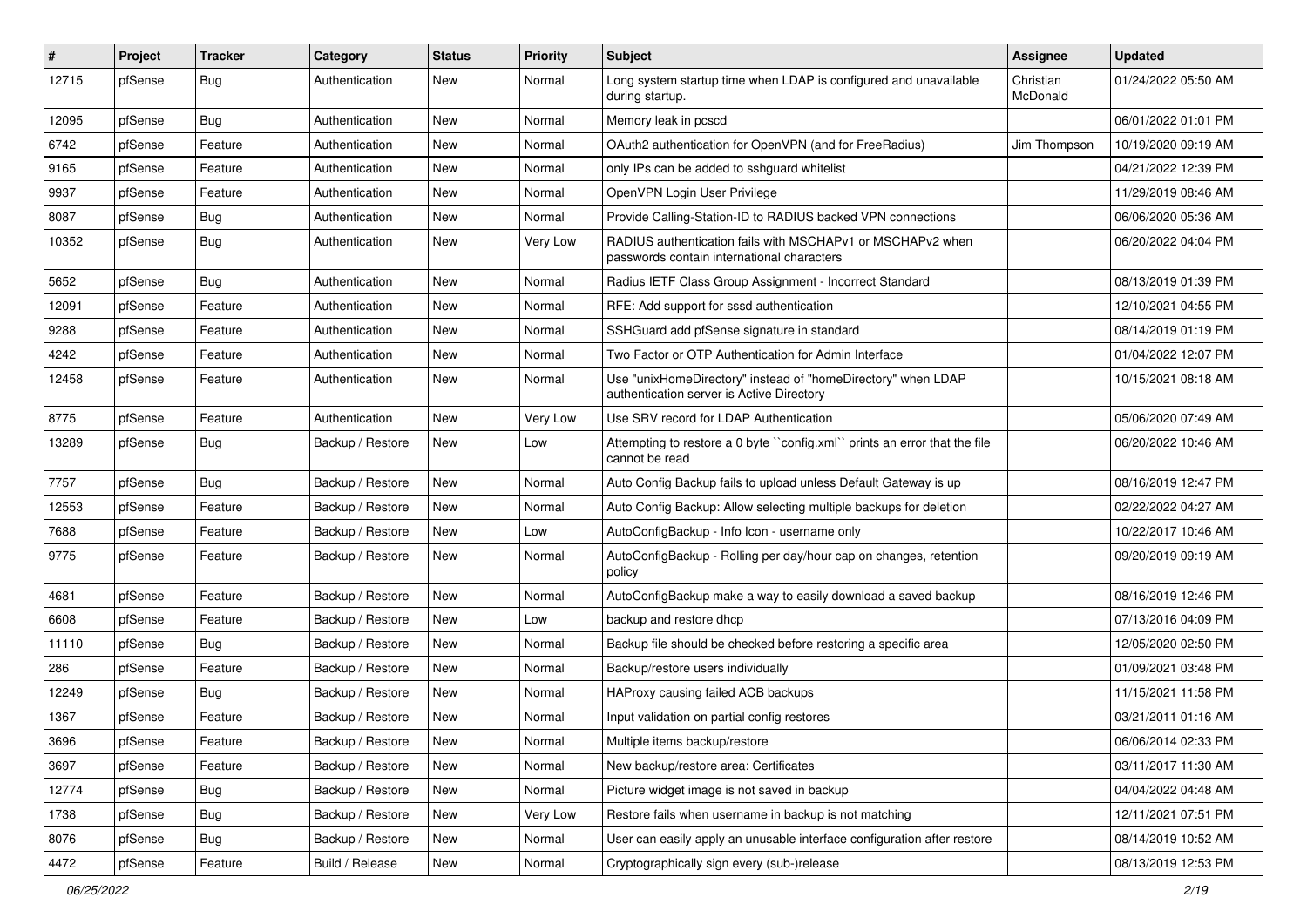| # | Project | Tracker | Category | Status | Priority | Subject | Assignee | Updated |
|---|---|---|---|---|---|---|---|---|
| 12715 | pfSense | Bug | Authentication | New | Normal | Long system startup time when LDAP is configured and unavailable during startup. | Christian McDonald | 01/24/2022 05:50 AM |
| 12095 | pfSense | Bug | Authentication | New | Normal | Memory leak in pcscd | | 06/01/2022 01:01 PM |
| 6742 | pfSense | Feature | Authentication | New | Normal | OAuth2 authentication for OpenVPN (and for FreeRadius) | Jim Thompson | 10/19/2020 09:19 AM |
| 9165 | pfSense | Feature | Authentication | New | Normal | only IPs can be added to sshguard whitelist | | 04/21/2022 12:39 PM |
| 9937 | pfSense | Feature | Authentication | New | Normal | OpenVPN Login User Privilege | | 11/29/2019 08:46 AM |
| 8087 | pfSense | Bug | Authentication | New | Normal | Provide Calling-Station-ID to RADIUS backed VPN connections | | 06/06/2020 05:36 AM |
| 10352 | pfSense | Bug | Authentication | New | Very Low | RADIUS authentication fails with MSCHAPv1 or MSCHAPv2 when passwords contain international characters | | 06/20/2022 04:04 PM |
| 5652 | pfSense | Bug | Authentication | New | Normal | Radius IETF Class Group Assignment - Incorrect Standard | | 08/13/2019 01:39 PM |
| 12091 | pfSense | Feature | Authentication | New | Normal | RFE: Add support for sssd authentication | | 12/10/2021 04:55 PM |
| 9288 | pfSense | Feature | Authentication | New | Normal | SSHGuard add pfSense signature in standard | | 08/14/2019 01:19 PM |
| 4242 | pfSense | Feature | Authentication | New | Normal | Two Factor or OTP Authentication for Admin Interface | | 01/04/2022 12:07 PM |
| 12458 | pfSense | Feature | Authentication | New | Normal | Use "unixHomeDirectory" instead of "homeDirectory" when LDAP authentication server is Active Directory | | 10/15/2021 08:18 AM |
| 8775 | pfSense | Feature | Authentication | New | Very Low | Use SRV record for LDAP Authentication | | 05/06/2020 07:49 AM |
| 13289 | pfSense | Bug | Backup / Restore | New | Low | Attempting to restore a 0 byte ``config.xml`` prints an error that the file cannot be read | | 06/20/2022 10:46 AM |
| 7757 | pfSense | Bug | Backup / Restore | New | Normal | Auto Config Backup fails to upload unless Default Gateway is up | | 08/16/2019 12:47 PM |
| 12553 | pfSense | Feature | Backup / Restore | New | Normal | Auto Config Backup: Allow selecting multiple backups for deletion | | 02/22/2022 04:27 AM |
| 7688 | pfSense | Feature | Backup / Restore | New | Low | AutoConfigBackup - Info Icon - username only | | 10/22/2017 10:46 AM |
| 9775 | pfSense | Feature | Backup / Restore | New | Normal | AutoConfigBackup - Rolling per day/hour cap on changes, retention policy | | 09/20/2019 09:19 AM |
| 4681 | pfSense | Feature | Backup / Restore | New | Normal | AutoConfigBackup make a way to easily download a saved backup | | 08/16/2019 12:46 PM |
| 6608 | pfSense | Feature | Backup / Restore | New | Low | backup and restore dhcp | | 07/13/2016 04:09 PM |
| 11110 | pfSense | Bug | Backup / Restore | New | Normal | Backup file should be checked before restoring a specific area | | 12/05/2020 02:50 PM |
| 286 | pfSense | Feature | Backup / Restore | New | Normal | Backup/restore users individually | | 01/09/2021 03:48 PM |
| 12249 | pfSense | Bug | Backup / Restore | New | Normal | HAProxy causing failed ACB backups | | 11/15/2021 11:58 PM |
| 1367 | pfSense | Feature | Backup / Restore | New | Normal | Input validation on partial config restores | | 03/21/2011 01:16 AM |
| 3696 | pfSense | Feature | Backup / Restore | New | Normal | Multiple items backup/restore | | 06/06/2014 02:33 PM |
| 3697 | pfSense | Feature | Backup / Restore | New | Normal | New backup/restore area: Certificates | | 03/11/2017 11:30 AM |
| 12774 | pfSense | Bug | Backup / Restore | New | Normal | Picture widget image is not saved in backup | | 04/04/2022 04:48 AM |
| 1738 | pfSense | Bug | Backup / Restore | New | Very Low | Restore fails when username in backup is not matching | | 12/11/2021 07:51 PM |
| 8076 | pfSense | Bug | Backup / Restore | New | Normal | User can easily apply an unusable interface configuration after restore | | 08/14/2019 10:52 AM |
| 4472 | pfSense | Feature | Build / Release | New | Normal | Cryptographically sign every (sub-)release | | 08/13/2019 12:53 PM |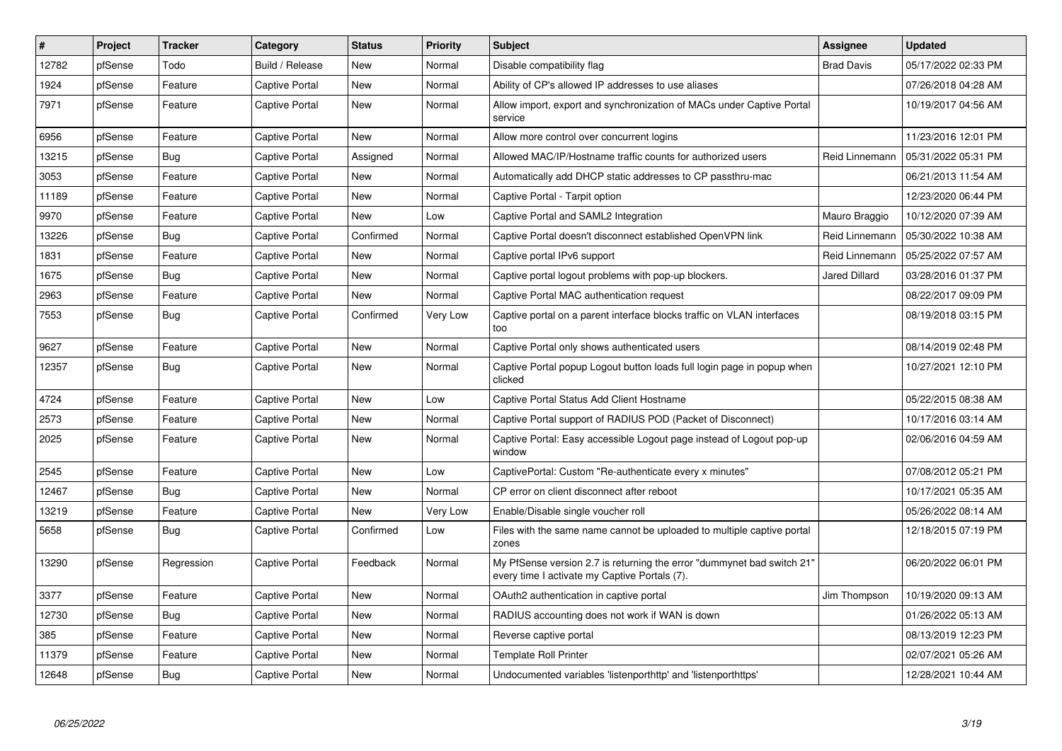| # | Project | Tracker | Category | Status | Priority | Subject | Assignee | Updated |
|---|---|---|---|---|---|---|---|---|
| 12782 | pfSense | Todo | Build / Release | New | Normal | Disable compatibility flag | Brad Davis | 05/17/2022 02:33 PM |
| 1924 | pfSense | Feature | Captive Portal | New | Normal | Ability of CP's allowed IP addresses to use aliases | | 07/26/2018 04:28 AM |
| 7971 | pfSense | Feature | Captive Portal | New | Normal | Allow import, export and synchronization of MACs under Captive Portal service | | 10/19/2017 04:56 AM |
| 6956 | pfSense | Feature | Captive Portal | New | Normal | Allow more control over concurrent logins | | 11/23/2016 12:01 PM |
| 13215 | pfSense | Bug | Captive Portal | Assigned | Normal | Allowed MAC/IP/Hostname traffic counts for authorized users | Reid Linnemann | 05/31/2022 05:31 PM |
| 3053 | pfSense | Feature | Captive Portal | New | Normal | Automatically add DHCP static addresses to CP passthru-mac | | 06/21/2013 11:54 AM |
| 11189 | pfSense | Feature | Captive Portal | New | Normal | Captive Portal - Tarpit option | | 12/23/2020 06:44 PM |
| 9970 | pfSense | Feature | Captive Portal | New | Low | Captive Portal and SAML2 Integration | Mauro Braggio | 10/12/2020 07:39 AM |
| 13226 | pfSense | Bug | Captive Portal | Confirmed | Normal | Captive Portal doesn't disconnect established OpenVPN link | Reid Linnemann | 05/30/2022 10:38 AM |
| 1831 | pfSense | Feature | Captive Portal | New | Normal | Captive portal IPv6 support | Reid Linnemann | 05/25/2022 07:57 AM |
| 1675 | pfSense | Bug | Captive Portal | New | Normal | Captive portal logout problems with pop-up blockers. | Jared Dillard | 03/28/2016 01:37 PM |
| 2963 | pfSense | Feature | Captive Portal | New | Normal | Captive Portal MAC authentication request | | 08/22/2017 09:09 PM |
| 7553 | pfSense | Bug | Captive Portal | Confirmed | Very Low | Captive portal on a parent interface blocks traffic on VLAN interfaces too | | 08/19/2018 03:15 PM |
| 9627 | pfSense | Feature | Captive Portal | New | Normal | Captive Portal only shows authenticated users | | 08/14/2019 02:48 PM |
| 12357 | pfSense | Bug | Captive Portal | New | Normal | Captive Portal popup Logout button loads full login page in popup when clicked | | 10/27/2021 12:10 PM |
| 4724 | pfSense | Feature | Captive Portal | New | Low | Captive Portal Status Add Client Hostname | | 05/22/2015 08:38 AM |
| 2573 | pfSense | Feature | Captive Portal | New | Normal | Captive Portal support of RADIUS POD (Packet of Disconnect) | | 10/17/2016 03:14 AM |
| 2025 | pfSense | Feature | Captive Portal | New | Normal | Captive Portal: Easy accessible Logout page instead of Logout pop-up window | | 02/06/2016 04:59 AM |
| 2545 | pfSense | Feature | Captive Portal | New | Low | CaptivePortal: Custom "Re-authenticate every x minutes" | | 07/08/2012 05:21 PM |
| 12467 | pfSense | Bug | Captive Portal | New | Normal | CP error on client disconnect after reboot | | 10/17/2021 05:35 AM |
| 13219 | pfSense | Feature | Captive Portal | New | Very Low | Enable/Disable single voucher roll | | 05/26/2022 08:14 AM |
| 5658 | pfSense | Bug | Captive Portal | Confirmed | Low | Files with the same name cannot be uploaded to multiple captive portal zones | | 12/18/2015 07:19 PM |
| 13290 | pfSense | Regression | Captive Portal | Feedback | Normal | My PfSense version 2.7 is returning the error "dummynet bad switch 21" every time I activate my Captive Portals (7). | | 06/20/2022 06:01 PM |
| 3377 | pfSense | Feature | Captive Portal | New | Normal | OAuth2 authentication in captive portal | Jim Thompson | 10/19/2020 09:13 AM |
| 12730 | pfSense | Bug | Captive Portal | New | Normal | RADIUS accounting does not work if WAN is down | | 01/26/2022 05:13 AM |
| 385 | pfSense | Feature | Captive Portal | New | Normal | Reverse captive portal | | 08/13/2019 12:23 PM |
| 11379 | pfSense | Feature | Captive Portal | New | Normal | Template Roll Printer | | 02/07/2021 05:26 AM |
| 12648 | pfSense | Bug | Captive Portal | New | Normal | Undocumented variables 'listenporthttp' and 'listenporthttps' | | 12/28/2021 10:44 AM |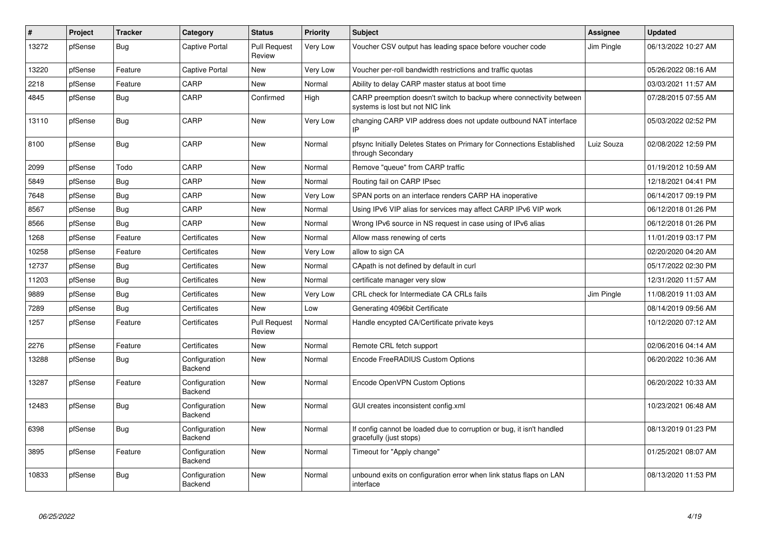| # | Project | Tracker | Category | Status | Priority | Subject | Assignee | Updated |
|---|---|---|---|---|---|---|---|---|
| 13272 | pfSense | Bug | Captive Portal | Pull Request Review | Very Low | Voucher CSV output has leading space before voucher code | Jim Pingle | 06/13/2022 10:27 AM |
| 13220 | pfSense | Feature | Captive Portal | New | Very Low | Voucher per-roll bandwidth restrictions and traffic quotas | | 05/26/2022 08:16 AM |
| 2218 | pfSense | Feature | CARP | New | Normal | Ability to delay CARP master status at boot time | | 03/03/2021 11:57 AM |
| 4845 | pfSense | Bug | CARP | Confirmed | High | CARP preemption doesn't switch to backup where connectivity between systems is lost but not NIC link | | 07/28/2015 07:55 AM |
| 13110 | pfSense | Bug | CARP | New | Very Low | changing CARP VIP address does not update outbound NAT interface IP | | 05/03/2022 02:52 PM |
| 8100 | pfSense | Bug | CARP | New | Normal | pfsync Initially Deletes States on Primary for Connections Established through Secondary | Luiz Souza | 02/08/2022 12:59 PM |
| 2099 | pfSense | Todo | CARP | New | Normal | Remove "queue" from CARP traffic | | 01/19/2012 10:59 AM |
| 5849 | pfSense | Bug | CARP | New | Normal | Routing fail on CARP IPsec | | 12/18/2021 04:41 PM |
| 7648 | pfSense | Bug | CARP | New | Very Low | SPAN ports on an interface renders CARP HA inoperative | | 06/14/2017 09:19 PM |
| 8567 | pfSense | Bug | CARP | New | Normal | Using IPv6 VIP alias for services may affect CARP IPv6 VIP work | | 06/12/2018 01:26 PM |
| 8566 | pfSense | Bug | CARP | New | Normal | Wrong IPv6 source in NS request in case using of IPv6 alias | | 06/12/2018 01:26 PM |
| 1268 | pfSense | Feature | Certificates | New | Normal | Allow mass renewing of certs | | 11/01/2019 03:17 PM |
| 10258 | pfSense | Feature | Certificates | New | Very Low | allow to sign CA | | 02/20/2020 04:20 AM |
| 12737 | pfSense | Bug | Certificates | New | Normal | CApath is not defined by default in curl | | 05/17/2022 02:30 PM |
| 11203 | pfSense | Bug | Certificates | New | Normal | certificate manager very slow | | 12/31/2020 11:57 AM |
| 9889 | pfSense | Bug | Certificates | New | Very Low | CRL check for Intermediate CA CRLs fails | Jim Pingle | 11/08/2019 11:03 AM |
| 7289 | pfSense | Bug | Certificates | New | Low | Generating 4096bit Certificate | | 08/14/2019 09:56 AM |
| 1257 | pfSense | Feature | Certificates | Pull Request Review | Normal | Handle encypted CA/Certificate private keys | | 10/12/2020 07:12 AM |
| 2276 | pfSense | Feature | Certificates | New | Normal | Remote CRL fetch support | | 02/06/2016 04:14 AM |
| 13288 | pfSense | Bug | Configuration Backend | New | Normal | Encode FreeRADIUS Custom Options | | 06/20/2022 10:36 AM |
| 13287 | pfSense | Feature | Configuration Backend | New | Normal | Encode OpenVPN Custom Options | | 06/20/2022 10:33 AM |
| 12483 | pfSense | Bug | Configuration Backend | New | Normal | GUI creates inconsistent config.xml | | 10/23/2021 06:48 AM |
| 6398 | pfSense | Bug | Configuration Backend | New | Normal | If config cannot be loaded due to corruption or bug, it isn't handled gracefully (just stops) | | 08/13/2019 01:23 PM |
| 3895 | pfSense | Feature | Configuration Backend | New | Normal | Timeout for "Apply change" | | 01/25/2021 08:07 AM |
| 10833 | pfSense | Bug | Configuration Backend | New | Normal | unbound exits on configuration error when link status flaps on LAN interface | | 08/13/2020 11:53 PM |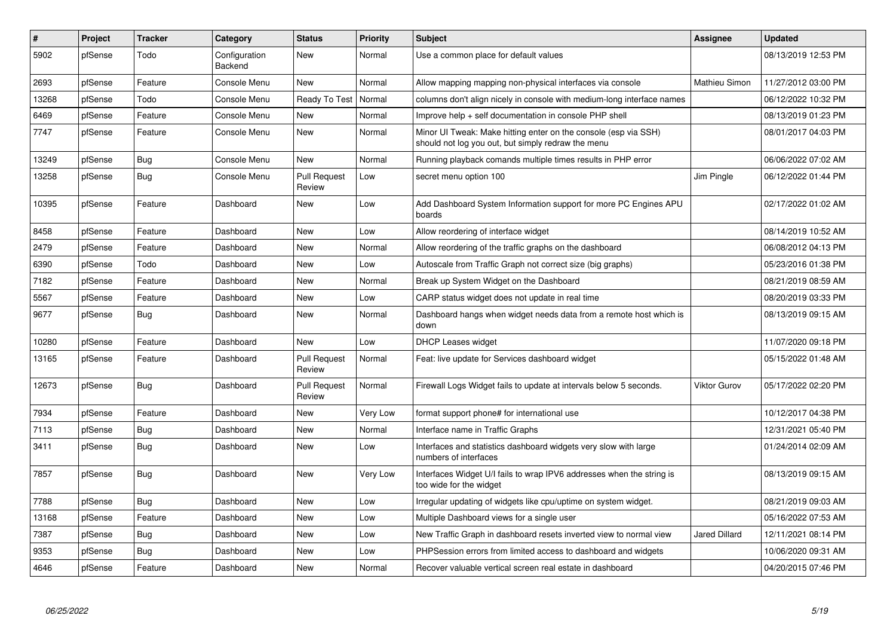| # | Project | Tracker | Category | Status | Priority | Subject | Assignee | Updated |
|---|---|---|---|---|---|---|---|---|
| 5902 | pfSense | Todo | Configuration Backend | New | Normal | Use a common place for default values | | 08/13/2019 12:53 PM |
| 2693 | pfSense | Feature | Console Menu | New | Normal | Allow mapping mapping non-physical interfaces via console | Mathieu Simon | 11/27/2012 03:00 PM |
| 13268 | pfSense | Todo | Console Menu | Ready To Test | Normal | columns don't align nicely in console with medium-long interface names | | 06/12/2022 10:32 PM |
| 6469 | pfSense | Feature | Console Menu | New | Normal | Improve help + self documentation in console PHP shell | | 08/13/2019 01:23 PM |
| 7747 | pfSense | Feature | Console Menu | New | Normal | Minor UI Tweak: Make hitting enter on the console (esp via SSH) should not log you out, but simply redraw the menu | | 08/01/2017 04:03 PM |
| 13249 | pfSense | Bug | Console Menu | New | Normal | Running playback comands multiple times results in PHP error | | 06/06/2022 07:02 AM |
| 13258 | pfSense | Bug | Console Menu | Pull Request Review | Low | secret menu option 100 | Jim Pingle | 06/12/2022 01:44 PM |
| 10395 | pfSense | Feature | Dashboard | New | Low | Add Dashboard System Information support for more PC Engines APU boards | | 02/17/2022 01:02 AM |
| 8458 | pfSense | Feature | Dashboard | New | Low | Allow reordering of interface widget | | 08/14/2019 10:52 AM |
| 2479 | pfSense | Feature | Dashboard | New | Normal | Allow reordering of the traffic graphs on the dashboard | | 06/08/2012 04:13 PM |
| 6390 | pfSense | Todo | Dashboard | New | Low | Autoscale from Traffic Graph not correct size (big graphs) | | 05/23/2016 01:38 PM |
| 7182 | pfSense | Feature | Dashboard | New | Normal | Break up System Widget on the Dashboard | | 08/21/2019 08:59 AM |
| 5567 | pfSense | Feature | Dashboard | New | Low | CARP status widget does not update in real time | | 08/20/2019 03:33 PM |
| 9677 | pfSense | Bug | Dashboard | New | Normal | Dashboard hangs when widget needs data from a remote host which is down | | 08/13/2019 09:15 AM |
| 10280 | pfSense | Feature | Dashboard | New | Low | DHCP Leases widget | | 11/07/2020 09:18 PM |
| 13165 | pfSense | Feature | Dashboard | Pull Request Review | Normal | Feat: live update for Services dashboard widget | | 05/15/2022 01:48 AM |
| 12673 | pfSense | Bug | Dashboard | Pull Request Review | Normal | Firewall Logs Widget fails to update at intervals below 5 seconds. | Viktor Gurov | 05/17/2022 02:20 PM |
| 7934 | pfSense | Feature | Dashboard | New | Very Low | format support phone# for international use | | 10/12/2017 04:38 PM |
| 7113 | pfSense | Bug | Dashboard | New | Normal | Interface name in Traffic Graphs | | 12/31/2021 05:40 PM |
| 3411 | pfSense | Bug | Dashboard | New | Low | Interfaces and statistics dashboard widgets very slow with large numbers of interfaces | | 01/24/2014 02:09 AM |
| 7857 | pfSense | Bug | Dashboard | New | Very Low | Interfaces Widget U/I fails to wrap IPV6 addresses when the string is too wide for the widget | | 08/13/2019 09:15 AM |
| 7788 | pfSense | Bug | Dashboard | New | Low | Irregular updating of widgets like cpu/uptime on system widget. | | 08/21/2019 09:03 AM |
| 13168 | pfSense | Feature | Dashboard | New | Low | Multiple Dashboard views for a single user | | 05/16/2022 07:53 AM |
| 7387 | pfSense | Bug | Dashboard | New | Low | New Traffic Graph in dashboard resets inverted view to normal view | Jared Dillard | 12/11/2021 08:14 PM |
| 9353 | pfSense | Bug | Dashboard | New | Low | PHPSession errors from limited access to dashboard and widgets | | 10/06/2020 09:31 AM |
| 4646 | pfSense | Feature | Dashboard | New | Normal | Recover valuable vertical screen real estate in dashboard | | 04/20/2015 07:46 PM |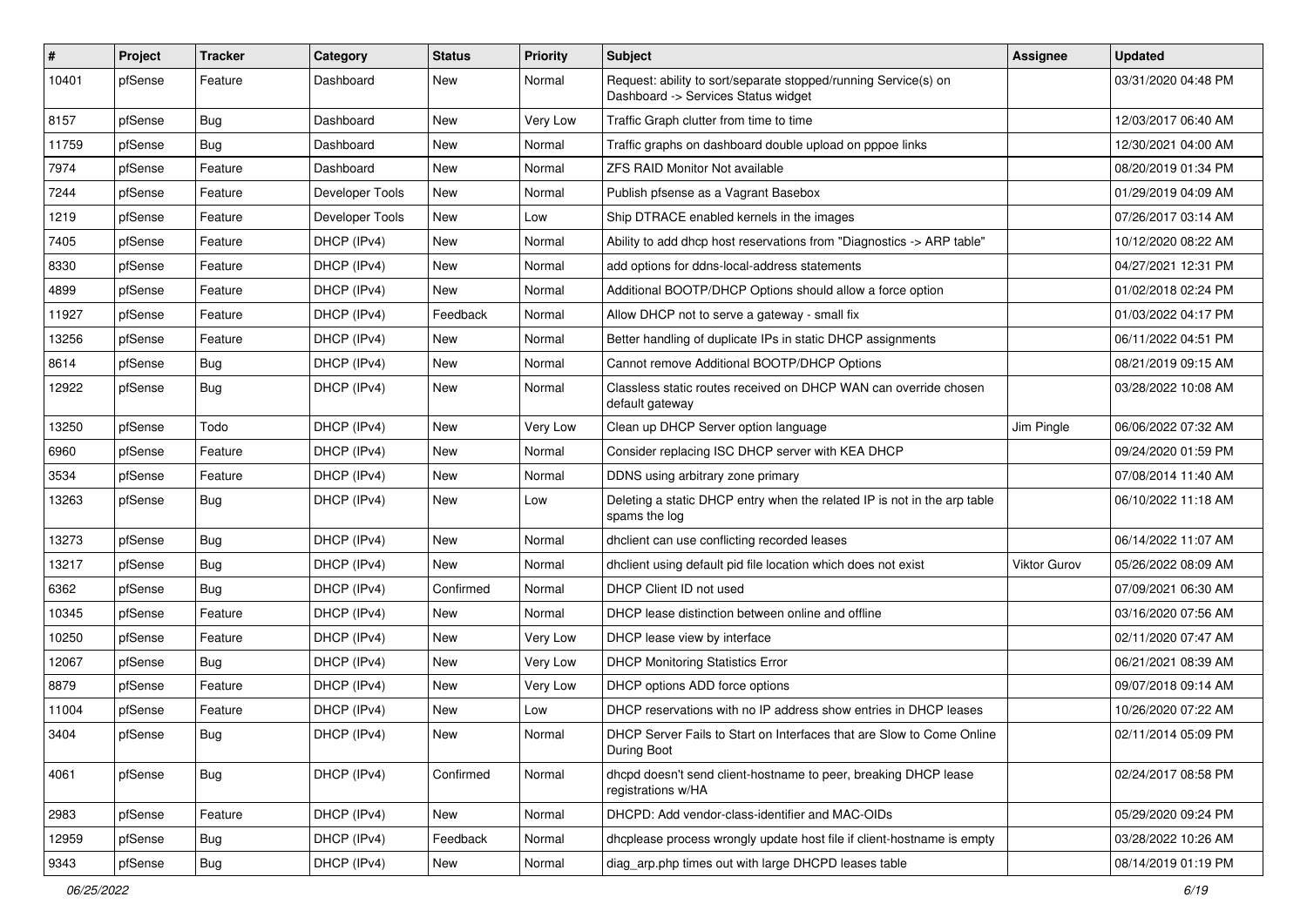| # | Project | Tracker | Category | Status | Priority | Subject | Assignee | Updated |
|---|---|---|---|---|---|---|---|---|
| 10401 | pfSense | Feature | Dashboard | New | Normal | Request: ability to sort/separate stopped/running Service(s) on Dashboard -> Services Status widget | | 03/31/2020 04:48 PM |
| 8157 | pfSense | Bug | Dashboard | New | Very Low | Traffic Graph clutter from time to time | | 12/03/2017 06:40 AM |
| 11759 | pfSense | Bug | Dashboard | New | Normal | Traffic graphs on dashboard double upload on pppoe links | | 12/30/2021 04:00 AM |
| 7974 | pfSense | Feature | Dashboard | New | Normal | ZFS RAID Monitor Not available | | 08/20/2019 01:34 PM |
| 7244 | pfSense | Feature | Developer Tools | New | Normal | Publish pfsense as a Vagrant Basebox | | 01/29/2019 04:09 AM |
| 1219 | pfSense | Feature | Developer Tools | New | Low | Ship DTRACE enabled kernels in the images | | 07/26/2017 03:14 AM |
| 7405 | pfSense | Feature | DHCP (IPv4) | New | Normal | Ability to add dhcp host reservations from "Diagnostics -> ARP table" | | 10/12/2020 08:22 AM |
| 8330 | pfSense | Feature | DHCP (IPv4) | New | Normal | add options for ddns-local-address statements | | 04/27/2021 12:31 PM |
| 4899 | pfSense | Feature | DHCP (IPv4) | New | Normal | Additional BOOTP/DHCP Options should allow a force option | | 01/02/2018 02:24 PM |
| 11927 | pfSense | Feature | DHCP (IPv4) | Feedback | Normal | Allow DHCP not to serve a gateway - small fix | | 01/03/2022 04:17 PM |
| 13256 | pfSense | Feature | DHCP (IPv4) | New | Normal | Better handling of duplicate IPs in static DHCP assignments | | 06/11/2022 04:51 PM |
| 8614 | pfSense | Bug | DHCP (IPv4) | New | Normal | Cannot remove Additional BOOTP/DHCP Options | | 08/21/2019 09:15 AM |
| 12922 | pfSense | Bug | DHCP (IPv4) | New | Normal | Classless static routes received on DHCP WAN can override chosen default gateway | | 03/28/2022 10:08 AM |
| 13250 | pfSense | Todo | DHCP (IPv4) | New | Very Low | Clean up DHCP Server option language | Jim Pingle | 06/06/2022 07:32 AM |
| 6960 | pfSense | Feature | DHCP (IPv4) | New | Normal | Consider replacing ISC DHCP server with KEA DHCP | | 09/24/2020 01:59 PM |
| 3534 | pfSense | Feature | DHCP (IPv4) | New | Normal | DDNS using arbitrary zone primary | | 07/08/2014 11:40 AM |
| 13263 | pfSense | Bug | DHCP (IPv4) | New | Low | Deleting a static DHCP entry when the related IP is not in the arp table spams the log | | 06/10/2022 11:18 AM |
| 13273 | pfSense | Bug | DHCP (IPv4) | New | Normal | dhclient can use conflicting recorded leases | | 06/14/2022 11:07 AM |
| 13217 | pfSense | Bug | DHCP (IPv4) | New | Normal | dhclient using default pid file location which does not exist | Viktor Gurov | 05/26/2022 08:09 AM |
| 6362 | pfSense | Bug | DHCP (IPv4) | Confirmed | Normal | DHCP Client ID not used | | 07/09/2021 06:30 AM |
| 10345 | pfSense | Feature | DHCP (IPv4) | New | Normal | DHCP lease distinction between online and offline | | 03/16/2020 07:56 AM |
| 10250 | pfSense | Feature | DHCP (IPv4) | New | Very Low | DHCP lease view by interface | | 02/11/2020 07:47 AM |
| 12067 | pfSense | Bug | DHCP (IPv4) | New | Very Low | DHCP Monitoring Statistics Error | | 06/21/2021 08:39 AM |
| 8879 | pfSense | Feature | DHCP (IPv4) | New | Very Low | DHCP options ADD force options | | 09/07/2018 09:14 AM |
| 11004 | pfSense | Feature | DHCP (IPv4) | New | Low | DHCP reservations with no IP address show entries in DHCP leases | | 10/26/2020 07:22 AM |
| 3404 | pfSense | Bug | DHCP (IPv4) | New | Normal | DHCP Server Fails to Start on Interfaces that are Slow to Come Online During Boot | | 02/11/2014 05:09 PM |
| 4061 | pfSense | Bug | DHCP (IPv4) | Confirmed | Normal | dhcpd doesn't send client-hostname to peer, breaking DHCP lease registrations w/HA | | 02/24/2017 08:58 PM |
| 2983 | pfSense | Feature | DHCP (IPv4) | New | Normal | DHCPD: Add vendor-class-identifier and MAC-OIDs | | 05/29/2020 09:24 PM |
| 12959 | pfSense | Bug | DHCP (IPv4) | Feedback | Normal | dhcplease process wrongly update host file if client-hostname is empty | | 03/28/2022 10:26 AM |
| 9343 | pfSense | Bug | DHCP (IPv4) | New | Normal | diag_arp.php times out with large DHCPD leases table | | 08/14/2019 01:19 PM |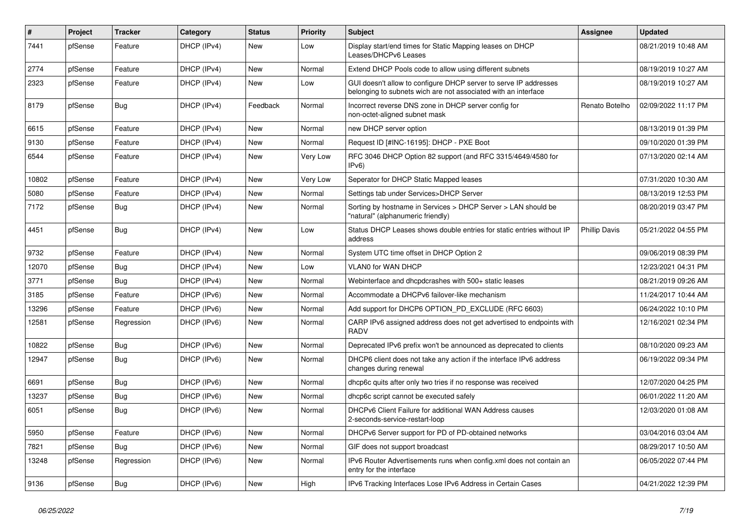| # | Project | Tracker | Category | Status | Priority | Subject | Assignee | Updated |
|---|---|---|---|---|---|---|---|---|
| 7441 | pfSense | Feature | DHCP (IPv4) | New | Low | Display start/end times for Static Mapping leases on DHCP Leases/DHCPv6 Leases | | 08/21/2019 10:48 AM |
| 2774 | pfSense | Feature | DHCP (IPv4) | New | Normal | Extend DHCP Pools code to allow using different subnets | | 08/19/2019 10:27 AM |
| 2323 | pfSense | Feature | DHCP (IPv4) | New | Low | GUI doesn't allow to configure DHCP server to serve IP addresses belonging to subnets wich are not associated with an interface | | 08/19/2019 10:27 AM |
| 8179 | pfSense | Bug | DHCP (IPv4) | Feedback | Normal | Incorrect reverse DNS zone in DHCP server config for non-octet-aligned subnet mask | Renato Botelho | 02/09/2022 11:17 PM |
| 6615 | pfSense | Feature | DHCP (IPv4) | New | Normal | new DHCP server option | | 08/13/2019 01:39 PM |
| 9130 | pfSense | Feature | DHCP (IPv4) | New | Normal | Request ID [#INC-16195]: DHCP - PXE Boot | | 09/10/2020 01:39 PM |
| 6544 | pfSense | Feature | DHCP (IPv4) | New | Very Low | RFC 3046 DHCP Option 82 support (and RFC 3315/4649/4580 for IPv6) | | 07/13/2020 02:14 AM |
| 10802 | pfSense | Feature | DHCP (IPv4) | New | Very Low | Seperator for DHCP Static Mapped leases | | 07/31/2020 10:30 AM |
| 5080 | pfSense | Feature | DHCP (IPv4) | New | Normal | Settings tab under Services>DHCP Server | | 08/13/2019 12:53 PM |
| 7172 | pfSense | Bug | DHCP (IPv4) | New | Normal | Sorting by hostname in Services > DHCP Server > LAN should be "natural" (alphanumeric friendly) | | 08/20/2019 03:47 PM |
| 4451 | pfSense | Bug | DHCP (IPv4) | New | Low | Status DHCP Leases shows double entries for static entries without IP address | Phillip Davis | 05/21/2022 04:55 PM |
| 9732 | pfSense | Feature | DHCP (IPv4) | New | Normal | System UTC time offset in DHCP Option 2 | | 09/06/2019 08:39 PM |
| 12070 | pfSense | Bug | DHCP (IPv4) | New | Low | VLAN0 for WAN DHCP | | 12/23/2021 04:31 PM |
| 3771 | pfSense | Bug | DHCP (IPv4) | New | Normal | Webinterface and dhcpdcrashes with 500+ static leases | | 08/21/2019 09:26 AM |
| 3185 | pfSense | Feature | DHCP (IPv6) | New | Normal | Accommodate a DHCPv6 failover-like mechanism | | 11/24/2017 10:44 AM |
| 13296 | pfSense | Feature | DHCP (IPv6) | New | Normal | Add support for DHCP6 OPTION_PD_EXCLUDE (RFC 6603) | | 06/24/2022 10:10 PM |
| 12581 | pfSense | Regression | DHCP (IPv6) | New | Normal | CARP IPv6 assigned address does not get advertised to endpoints with RADV | | 12/16/2021 02:34 PM |
| 10822 | pfSense | Bug | DHCP (IPv6) | New | Normal | Deprecated IPv6 prefix won't be announced as deprecated to clients | | 08/10/2020 09:23 AM |
| 12947 | pfSense | Bug | DHCP (IPv6) | New | Normal | DHCP6 client does not take any action if the interface IPv6 address changes during renewal | | 06/19/2022 09:34 PM |
| 6691 | pfSense | Bug | DHCP (IPv6) | New | Normal | dhcp6c quits after only two tries if no response was received | | 12/07/2020 04:25 PM |
| 13237 | pfSense | Bug | DHCP (IPv6) | New | Normal | dhcp6c script cannot be executed safely | | 06/01/2022 11:20 AM |
| 6051 | pfSense | Bug | DHCP (IPv6) | New | Normal | DHCPv6 Client Failure for additional WAN Address causes 2-seconds-service-restart-loop | | 12/03/2020 01:08 AM |
| 5950 | pfSense | Feature | DHCP (IPv6) | New | Normal | DHCPv6 Server support for PD of PD-obtained networks | | 03/04/2016 03:04 AM |
| 7821 | pfSense | Bug | DHCP (IPv6) | New | Normal | GIF does not support broadcast | | 08/29/2017 10:50 AM |
| 13248 | pfSense | Regression | DHCP (IPv6) | New | Normal | IPv6 Router Advertisements runs when config.xml does not contain an entry for the interface | | 06/05/2022 07:44 PM |
| 9136 | pfSense | Bug | DHCP (IPv6) | New | High | IPv6 Tracking Interfaces Lose IPv6 Address in Certain Cases | | 04/21/2022 12:39 PM |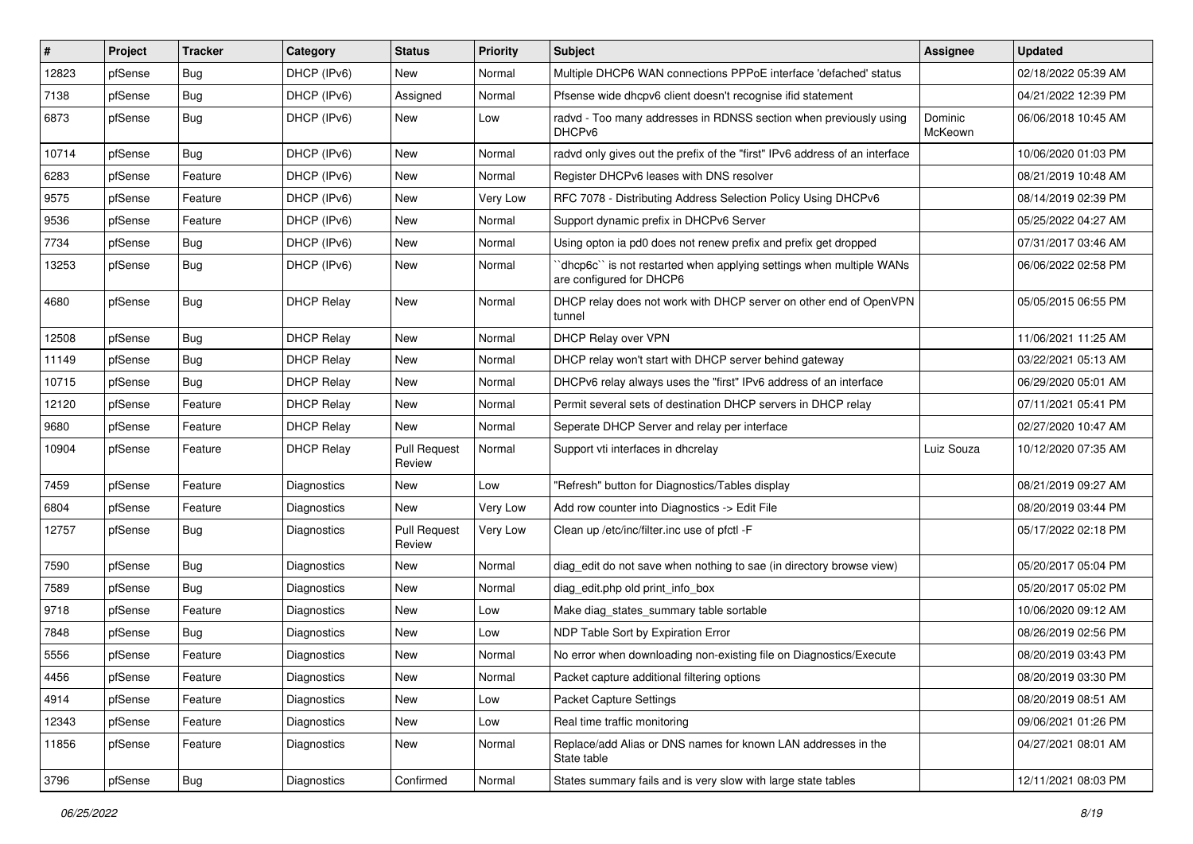| # | Project | Tracker | Category | Status | Priority | Subject | Assignee | Updated |
|---|---|---|---|---|---|---|---|---|
| 12823 | pfSense | Bug | DHCP (IPv6) | New | Normal | Multiple DHCP6 WAN connections PPPoE interface 'defached' status | | 02/18/2022 05:39 AM |
| 7138 | pfSense | Bug | DHCP (IPv6) | Assigned | Normal | Pfsense wide dhcpv6 client doesn't recognise ifid statement | | 04/21/2022 12:39 PM |
| 6873 | pfSense | Bug | DHCP (IPv6) | New | Low | radvd - Too many addresses in RDNSS section when previously using DHCPv6 | Dominic McKeown | 06/06/2018 10:45 AM |
| 10714 | pfSense | Bug | DHCP (IPv6) | New | Normal | radvd only gives out the prefix of the "first" IPv6 address of an interface | | 10/06/2020 01:03 PM |
| 6283 | pfSense | Feature | DHCP (IPv6) | New | Normal | Register DHCPv6 leases with DNS resolver | | 08/21/2019 10:48 AM |
| 9575 | pfSense | Feature | DHCP (IPv6) | New | Very Low | RFC 7078 - Distributing Address Selection Policy Using DHCPv6 | | 08/14/2019 02:39 PM |
| 9536 | pfSense | Feature | DHCP (IPv6) | New | Normal | Support dynamic prefix in DHCPv6 Server | | 05/25/2022 04:27 AM |
| 7734 | pfSense | Bug | DHCP (IPv6) | New | Normal | Using opton ia pd0 does not renew prefix and prefix get dropped | | 07/31/2017 03:46 AM |
| 13253 | pfSense | Bug | DHCP (IPv6) | New | Normal | ``dhcp6c`` is not restarted when applying settings when multiple WANs are configured for DHCP6 | | 06/06/2022 02:58 PM |
| 4680 | pfSense | Bug | DHCP Relay | New | Normal | DHCP relay does not work with DHCP server on other end of OpenVPN tunnel | | 05/05/2015 06:55 PM |
| 12508 | pfSense | Bug | DHCP Relay | New | Normal | DHCP Relay over VPN | | 11/06/2021 11:25 AM |
| 11149 | pfSense | Bug | DHCP Relay | New | Normal | DHCP relay won't start with DHCP server behind gateway | | 03/22/2021 05:13 AM |
| 10715 | pfSense | Bug | DHCP Relay | New | Normal | DHCPv6 relay always uses the "first" IPv6 address of an interface | | 06/29/2020 05:01 AM |
| 12120 | pfSense | Feature | DHCP Relay | New | Normal | Permit several sets of destination DHCP servers in DHCP relay | | 07/11/2021 05:41 PM |
| 9680 | pfSense | Feature | DHCP Relay | New | Normal | Seperate DHCP Server and relay per interface | | 02/27/2020 10:47 AM |
| 10904 | pfSense | Feature | DHCP Relay | Pull Request Review | Normal | Support vti interfaces in dhcrelay | Luiz Souza | 10/12/2020 07:35 AM |
| 7459 | pfSense | Feature | Diagnostics | New | Low | "Refresh" button for Diagnostics/Tables display | | 08/21/2019 09:27 AM |
| 6804 | pfSense | Feature | Diagnostics | New | Very Low | Add row counter into Diagnostics -> Edit File | | 08/20/2019 03:44 PM |
| 12757 | pfSense | Bug | Diagnostics | Pull Request Review | Very Low | Clean up /etc/inc/filter.inc use of pfctl -F | | 05/17/2022 02:18 PM |
| 7590 | pfSense | Bug | Diagnostics | New | Normal | diag_edit do not save when nothing to sae (in directory browse view) | | 05/20/2017 05:04 PM |
| 7589 | pfSense | Bug | Diagnostics | New | Normal | diag_edit.php old print_info_box | | 05/20/2017 05:02 PM |
| 9718 | pfSense | Feature | Diagnostics | New | Low | Make diag_states_summary table sortable | | 10/06/2020 09:12 AM |
| 7848 | pfSense | Bug | Diagnostics | New | Low | NDP Table Sort by Expiration Error | | 08/26/2019 02:56 PM |
| 5556 | pfSense | Feature | Diagnostics | New | Normal | No error when downloading non-existing file on Diagnostics/Execute | | 08/20/2019 03:43 PM |
| 4456 | pfSense | Feature | Diagnostics | New | Normal | Packet capture additional filtering options | | 08/20/2019 03:30 PM |
| 4914 | pfSense | Feature | Diagnostics | New | Low | Packet Capture Settings | | 08/20/2019 08:51 AM |
| 12343 | pfSense | Feature | Diagnostics | New | Low | Real time traffic monitoring | | 09/06/2021 01:26 PM |
| 11856 | pfSense | Feature | Diagnostics | New | Normal | Replace/add Alias or DNS names for known LAN addresses in the State table | | 04/27/2021 08:01 AM |
| 3796 | pfSense | Bug | Diagnostics | Confirmed | Normal | States summary fails and is very slow with large state tables | | 12/11/2021 08:03 PM |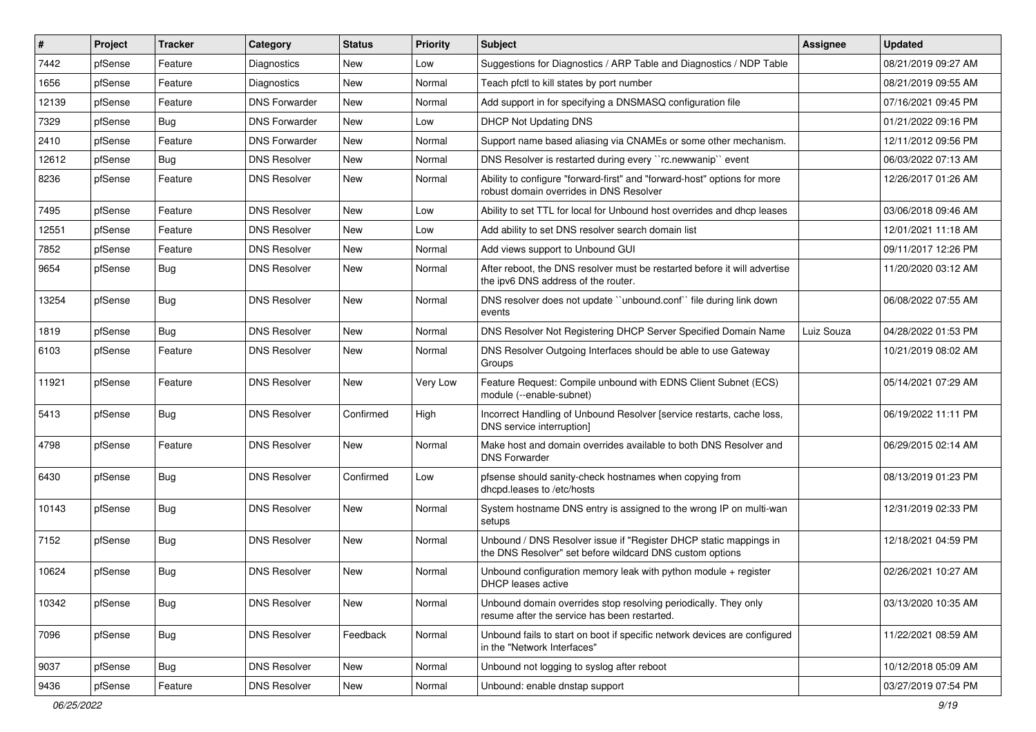| # | Project | Tracker | Category | Status | Priority | Subject | Assignee | Updated |
|---|---|---|---|---|---|---|---|---|
| 7442 | pfSense | Feature | Diagnostics | New | Low | Suggestions for Diagnostics / ARP Table and Diagnostics / NDP Table | | 08/21/2019 09:27 AM |
| 1656 | pfSense | Feature | Diagnostics | New | Normal | Teach pfctl to kill states by port number | | 08/21/2019 09:55 AM |
| 12139 | pfSense | Feature | DNS Forwarder | New | Normal | Add support in for specifying a DNSMASQ configuration file | | 07/16/2021 09:45 PM |
| 7329 | pfSense | Bug | DNS Forwarder | New | Low | DHCP Not Updating DNS | | 01/21/2022 09:16 PM |
| 2410 | pfSense | Feature | DNS Forwarder | New | Normal | Support name based aliasing via CNAMEs or some other mechanism. | | 12/11/2012 09:56 PM |
| 12612 | pfSense | Bug | DNS Resolver | New | Normal | DNS Resolver is restarted during every ``rc.newwanip`` event | | 06/03/2022 07:13 AM |
| 8236 | pfSense | Feature | DNS Resolver | New | Normal | Ability to configure "forward-first" and "forward-host" options for more robust domain overrides in DNS Resolver | | 12/26/2017 01:26 AM |
| 7495 | pfSense | Feature | DNS Resolver | New | Low | Ability to set TTL for local for Unbound host overrides and dhcp leases | | 03/06/2018 09:46 AM |
| 12551 | pfSense | Feature | DNS Resolver | New | Low | Add ability to set DNS resolver search domain list | | 12/01/2021 11:18 AM |
| 7852 | pfSense | Feature | DNS Resolver | New | Normal | Add views support to Unbound GUI | | 09/11/2017 12:26 PM |
| 9654 | pfSense | Bug | DNS Resolver | New | Normal | After reboot, the DNS resolver must be restarted before it will advertise the ipv6 DNS address of the router. | | 11/20/2020 03:12 AM |
| 13254 | pfSense | Bug | DNS Resolver | New | Normal | DNS resolver does not update ``unbound.conf`` file during link down events | | 06/08/2022 07:55 AM |
| 1819 | pfSense | Bug | DNS Resolver | New | Normal | DNS Resolver Not Registering DHCP Server Specified Domain Name | Luiz Souza | 04/28/2022 01:53 PM |
| 6103 | pfSense | Feature | DNS Resolver | New | Normal | DNS Resolver Outgoing Interfaces should be able to use Gateway Groups | | 10/21/2019 08:02 AM |
| 11921 | pfSense | Feature | DNS Resolver | New | Very Low | Feature Request: Compile unbound with EDNS Client Subnet (ECS) module (--enable-subnet) | | 05/14/2021 07:29 AM |
| 5413 | pfSense | Bug | DNS Resolver | Confirmed | High | Incorrect Handling of Unbound Resolver [service restarts, cache loss, DNS service interruption] | | 06/19/2022 11:11 PM |
| 4798 | pfSense | Feature | DNS Resolver | New | Normal | Make host and domain overrides available to both DNS Resolver and DNS Forwarder | | 06/29/2015 02:14 AM |
| 6430 | pfSense | Bug | DNS Resolver | Confirmed | Low | pfsense should sanity-check hostnames when copying from dhcpd.leases to /etc/hosts | | 08/13/2019 01:23 PM |
| 10143 | pfSense | Bug | DNS Resolver | New | Normal | System hostname DNS entry is assigned to the wrong IP on multi-wan setups | | 12/31/2019 02:33 PM |
| 7152 | pfSense | Bug | DNS Resolver | New | Normal | Unbound / DNS Resolver issue if "Register DHCP static mappings in the DNS Resolver" set before wildcard DNS custom options | | 12/18/2021 04:59 PM |
| 10624 | pfSense | Bug | DNS Resolver | New | Normal | Unbound configuration memory leak with python module + register DHCP leases active | | 02/26/2021 10:27 AM |
| 10342 | pfSense | Bug | DNS Resolver | New | Normal | Unbound domain overrides stop resolving periodically. They only resume after the service has been restarted. | | 03/13/2020 10:35 AM |
| 7096 | pfSense | Bug | DNS Resolver | Feedback | Normal | Unbound fails to start on boot if specific network devices are configured in the "Network Interfaces" | | 11/22/2021 08:59 AM |
| 9037 | pfSense | Bug | DNS Resolver | New | Normal | Unbound not logging to syslog after reboot | | 10/12/2018 05:09 AM |
| 9436 | pfSense | Feature | DNS Resolver | New | Normal | Unbound: enable dnstap support | | 03/27/2019 07:54 PM |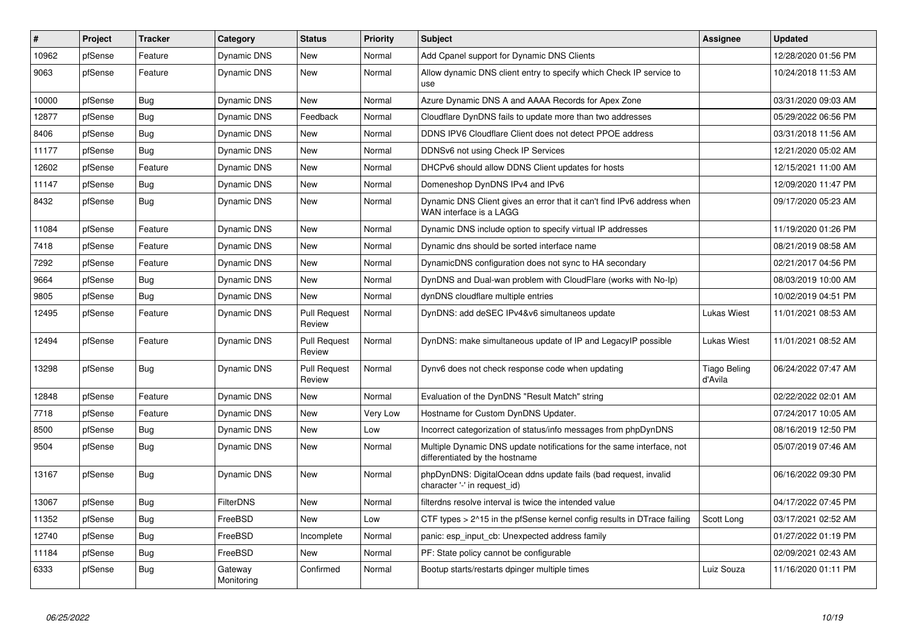| # | Project | Tracker | Category | Status | Priority | Subject | Assignee | Updated |
|---|---|---|---|---|---|---|---|---|
| 10962 | pfSense | Feature | Dynamic DNS | New | Normal | Add Cpanel support for Dynamic DNS Clients | | 12/28/2020 01:56 PM |
| 9063 | pfSense | Feature | Dynamic DNS | New | Normal | Allow dynamic DNS client entry to specify which Check IP service to use | | 10/24/2018 11:53 AM |
| 10000 | pfSense | Bug | Dynamic DNS | New | Normal | Azure Dynamic DNS A and AAAA Records for Apex Zone | | 03/31/2020 09:03 AM |
| 12877 | pfSense | Bug | Dynamic DNS | Feedback | Normal | Cloudflare DynDNS fails to update more than two addresses | | 05/29/2022 06:56 PM |
| 8406 | pfSense | Bug | Dynamic DNS | New | Normal | DDNS IPV6 Cloudflare Client does not detect PPOE address | | 03/31/2018 11:56 AM |
| 11177 | pfSense | Bug | Dynamic DNS | New | Normal | DDNSv6 not using Check IP Services | | 12/21/2020 05:02 AM |
| 12602 | pfSense | Feature | Dynamic DNS | New | Normal | DHCPv6 should allow DDNS Client updates for hosts | | 12/15/2021 11:00 AM |
| 11147 | pfSense | Bug | Dynamic DNS | New | Normal | Domeneshop DynDNS IPv4 and IPv6 | | 12/09/2020 11:47 PM |
| 8432 | pfSense | Bug | Dynamic DNS | New | Normal | Dynamic DNS Client gives an error that it can't find IPv6 address when WAN interface is a LAGG | | 09/17/2020 05:23 AM |
| 11084 | pfSense | Feature | Dynamic DNS | New | Normal | Dynamic DNS include option to specify virtual IP addresses | | 11/19/2020 01:26 PM |
| 7418 | pfSense | Feature | Dynamic DNS | New | Normal | Dynamic dns should be sorted interface name | | 08/21/2019 08:58 AM |
| 7292 | pfSense | Feature | Dynamic DNS | New | Normal | DynamicDNS configuration does not sync to HA secondary | | 02/21/2017 04:56 PM |
| 9664 | pfSense | Bug | Dynamic DNS | New | Normal | DynDNS and Dual-wan problem with CloudFlare (works with No-Ip) | | 08/03/2019 10:00 AM |
| 9805 | pfSense | Bug | Dynamic DNS | New | Normal | dynDNS cloudflare multiple entries | | 10/02/2019 04:51 PM |
| 12495 | pfSense | Feature | Dynamic DNS | Pull Request Review | Normal | DynDNS: add deSEC IPv4&v6 simultaneos update | Lukas Wiest | 11/01/2021 08:53 AM |
| 12494 | pfSense | Feature | Dynamic DNS | Pull Request Review | Normal | DynDNS: make simultaneous update of IP and LegacyIP possible | Lukas Wiest | 11/01/2021 08:52 AM |
| 13298 | pfSense | Bug | Dynamic DNS | Pull Request Review | Normal | Dynv6 does not check response code when updating | Tiago Beling d'Avila | 06/24/2022 07:47 AM |
| 12848 | pfSense | Feature | Dynamic DNS | New | Normal | Evaluation of the DynDNS "Result Match" string | | 02/22/2022 02:01 AM |
| 7718 | pfSense | Feature | Dynamic DNS | New | Very Low | Hostname for Custom DynDNS Updater. | | 07/24/2017 10:05 AM |
| 8500 | pfSense | Bug | Dynamic DNS | New | Low | Incorrect categorization of status/info messages from phpDynDNS | | 08/16/2019 12:50 PM |
| 9504 | pfSense | Bug | Dynamic DNS | New | Normal | Multiple Dynamic DNS update notifications for the same interface, not differentiated by the hostname | | 05/07/2019 07:46 AM |
| 13167 | pfSense | Bug | Dynamic DNS | New | Normal | phpDynDNS: DigitalOcean ddns update fails (bad request, invalid character '-' in request_id) | | 06/16/2022 09:30 PM |
| 13067 | pfSense | Bug | FilterDNS | New | Normal | filterdns resolve interval is twice the intended value | | 04/17/2022 07:45 PM |
| 11352 | pfSense | Bug | FreeBSD | New | Low | CTF types > 2^15 in the pfSense kernel config results in DTrace failing | Scott Long | 03/17/2021 02:52 AM |
| 12740 | pfSense | Bug | FreeBSD | Incomplete | Normal | panic: esp_input_cb: Unexpected address family | | 01/27/2022 01:19 PM |
| 11184 | pfSense | Bug | FreeBSD | New | Normal | PF: State policy cannot be configurable | | 02/09/2021 02:43 AM |
| 6333 | pfSense | Bug | Gateway Monitoring | Confirmed | Normal | Bootup starts/restarts dpinger multiple times | Luiz Souza | 11/16/2020 01:11 PM |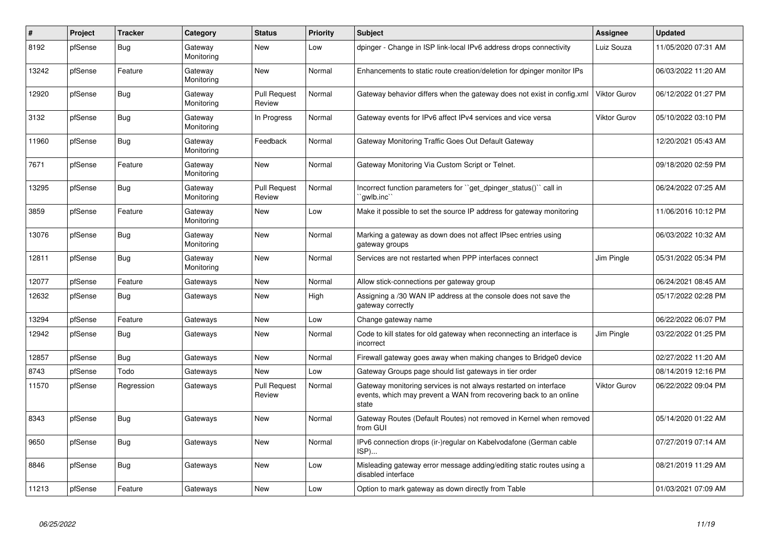| # | Project | Tracker | Category | Status | Priority | Subject | Assignee | Updated |
|---|---|---|---|---|---|---|---|---|
| 8192 | pfSense | Bug | Gateway Monitoring | New | Low | dpinger - Change in ISP link-local IPv6 address drops connectivity | Luiz Souza | 11/05/2020 07:31 AM |
| 13242 | pfSense | Feature | Gateway Monitoring | New | Normal | Enhancements to static route creation/deletion for dpinger monitor IPs | | 06/03/2022 11:20 AM |
| 12920 | pfSense | Bug | Gateway Monitoring | Pull Request Review | Normal | Gateway behavior differs when the gateway does not exist in config.xml | Viktor Gurov | 06/12/2022 01:27 PM |
| 3132 | pfSense | Bug | Gateway Monitoring | In Progress | Normal | Gateway events for IPv6 affect IPv4 services and vice versa | Viktor Gurov | 05/10/2022 03:10 PM |
| 11960 | pfSense | Bug | Gateway Monitoring | Feedback | Normal | Gateway Monitoring Traffic Goes Out Default Gateway | | 12/20/2021 05:43 AM |
| 7671 | pfSense | Feature | Gateway Monitoring | New | Normal | Gateway Monitoring Via Custom Script or Telnet. | | 09/18/2020 02:59 PM |
| 13295 | pfSense | Bug | Gateway Monitoring | Pull Request Review | Normal | Incorrect function parameters for ``get_dpinger_status()`` call in ``gwlb.inc`` | | 06/24/2022 07:25 AM |
| 3859 | pfSense | Feature | Gateway Monitoring | New | Low | Make it possible to set the source IP address for gateway monitoring | | 11/06/2016 10:12 PM |
| 13076 | pfSense | Bug | Gateway Monitoring | New | Normal | Marking a gateway as down does not affect IPsec entries using gateway groups | | 06/03/2022 10:32 AM |
| 12811 | pfSense | Bug | Gateway Monitoring | New | Normal | Services are not restarted when PPP interfaces connect | Jim Pingle | 05/31/2022 05:34 PM |
| 12077 | pfSense | Feature | Gateways | New | Normal | Allow stick-connections per gateway group | | 06/24/2021 08:45 AM |
| 12632 | pfSense | Bug | Gateways | New | High | Assigning a /30 WAN IP address at the console does not save the gateway correctly | | 05/17/2022 02:28 PM |
| 13294 | pfSense | Feature | Gateways | New | Low | Change gateway name | | 06/22/2022 06:07 PM |
| 12942 | pfSense | Bug | Gateways | New | Normal | Code to kill states for old gateway when reconnecting an interface is incorrect | Jim Pingle | 03/22/2022 01:25 PM |
| 12857 | pfSense | Bug | Gateways | New | Normal | Firewall gateway goes away when making changes to Bridge0 device | | 02/27/2022 11:20 AM |
| 8743 | pfSense | Todo | Gateways | New | Low | Gateway Groups page should list gateways in tier order | | 08/14/2019 12:16 PM |
| 11570 | pfSense | Regression | Gateways | Pull Request Review | Normal | Gateway monitoring services is not always restarted on interface events, which may prevent a WAN from recovering back to an online state | Viktor Gurov | 06/22/2022 09:04 PM |
| 8343 | pfSense | Bug | Gateways | New | Normal | Gateway Routes (Default Routes) not removed in Kernel when removed from GUI | | 05/14/2020 01:22 AM |
| 9650 | pfSense | Bug | Gateways | New | Normal | IPv6 connection drops (ir-)regular on Kabelvodafone (German cable ISP)... | | 07/27/2019 07:14 AM |
| 8846 | pfSense | Bug | Gateways | New | Low | Misleading gateway error message adding/editing static routes using a disabled interface | | 08/21/2019 11:29 AM |
| 11213 | pfSense | Feature | Gateways | New | Low | Option to mark gateway as down directly from Table | | 01/03/2021 07:09 AM |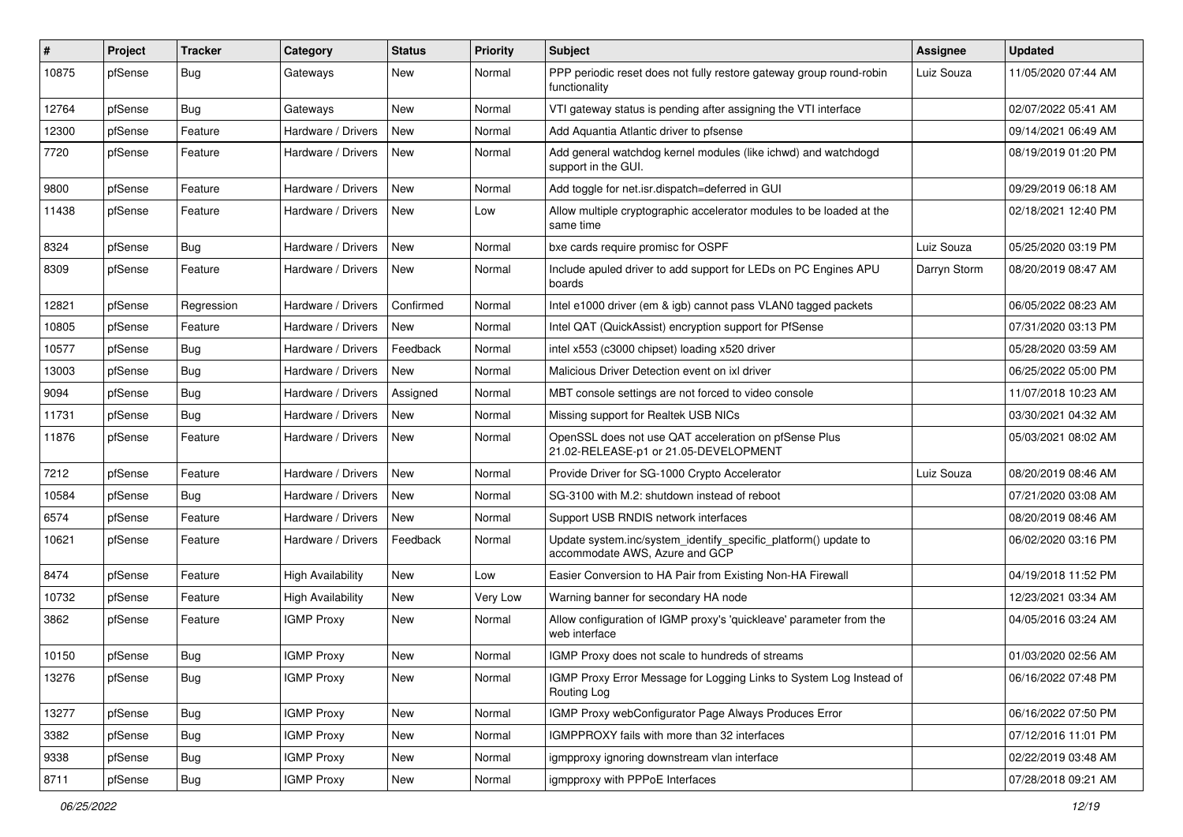| # | Project | Tracker | Category | Status | Priority | Subject | Assignee | Updated |
|---|---|---|---|---|---|---|---|---|
| 10875 | pfSense | Bug | Gateways | New | Normal | PPP periodic reset does not fully restore gateway group round-robin functionality | Luiz Souza | 11/05/2020 07:44 AM |
| 12764 | pfSense | Bug | Gateways | New | Normal | VTI gateway status is pending after assigning the VTI interface | | 02/07/2022 05:41 AM |
| 12300 | pfSense | Feature | Hardware / Drivers | New | Normal | Add Aquantia Atlantic driver to pfsense | | 09/14/2021 06:49 AM |
| 7720 | pfSense | Feature | Hardware / Drivers | New | Normal | Add general watchdog kernel modules (like ichwd) and watchdogd support in the GUI. | | 08/19/2019 01:20 PM |
| 9800 | pfSense | Feature | Hardware / Drivers | New | Normal | Add toggle for net.isr.dispatch=deferred in GUI | | 09/29/2019 06:18 AM |
| 11438 | pfSense | Feature | Hardware / Drivers | New | Low | Allow multiple cryptographic accelerator modules to be loaded at the same time | | 02/18/2021 12:40 PM |
| 8324 | pfSense | Bug | Hardware / Drivers | New | Normal | bxe cards require promisc for OSPF | Luiz Souza | 05/25/2020 03:19 PM |
| 8309 | pfSense | Feature | Hardware / Drivers | New | Normal | Include apuled driver to add support for LEDs on PC Engines APU boards | Darryn Storm | 08/20/2019 08:47 AM |
| 12821 | pfSense | Regression | Hardware / Drivers | Confirmed | Normal | Intel e1000 driver (em & igb) cannot pass VLAN0 tagged packets | | 06/05/2022 08:23 AM |
| 10805 | pfSense | Feature | Hardware / Drivers | New | Normal | Intel QAT (QuickAssist) encryption support for PfSense | | 07/31/2020 03:13 PM |
| 10577 | pfSense | Bug | Hardware / Drivers | Feedback | Normal | intel x553 (c3000 chipset) loading x520 driver | | 05/28/2020 03:59 AM |
| 13003 | pfSense | Bug | Hardware / Drivers | New | Normal | Malicious Driver Detection event on ixl driver | | 06/25/2022 05:00 PM |
| 9094 | pfSense | Bug | Hardware / Drivers | Assigned | Normal | MBT console settings are not forced to video console | | 11/07/2018 10:23 AM |
| 11731 | pfSense | Bug | Hardware / Drivers | New | Normal | Missing support for Realtek USB NICs | | 03/30/2021 04:32 AM |
| 11876 | pfSense | Feature | Hardware / Drivers | New | Normal | OpenSSL does not use QAT acceleration on pfSense Plus 21.02-RELEASE-p1 or 21.05-DEVELOPMENT | | 05/03/2021 08:02 AM |
| 7212 | pfSense | Feature | Hardware / Drivers | New | Normal | Provide Driver for SG-1000 Crypto Accelerator | Luiz Souza | 08/20/2019 08:46 AM |
| 10584 | pfSense | Bug | Hardware / Drivers | New | Normal | SG-3100 with M.2: shutdown instead of reboot | | 07/21/2020 03:08 AM |
| 6574 | pfSense | Feature | Hardware / Drivers | New | Normal | Support USB RNDIS network interfaces | | 08/20/2019 08:46 AM |
| 10621 | pfSense | Feature | Hardware / Drivers | Feedback | Normal | Update system.inc/system_identify_specific_platform() update to accommodate AWS, Azure and GCP | | 06/02/2020 03:16 PM |
| 8474 | pfSense | Feature | High Availability | New | Low | Easier Conversion to HA Pair from Existing Non-HA Firewall | | 04/19/2018 11:52 PM |
| 10732 | pfSense | Feature | High Availability | New | Very Low | Warning banner for secondary HA node | | 12/23/2021 03:34 AM |
| 3862 | pfSense | Feature | IGMP Proxy | New | Normal | Allow configuration of IGMP proxy's 'quickleave' parameter from the web interface | | 04/05/2016 03:24 AM |
| 10150 | pfSense | Bug | IGMP Proxy | New | Normal | IGMP Proxy does not scale to hundreds of streams | | 01/03/2020 02:56 AM |
| 13276 | pfSense | Bug | IGMP Proxy | New | Normal | IGMP Proxy Error Message for Logging Links to System Log Instead of Routing Log | | 06/16/2022 07:48 PM |
| 13277 | pfSense | Bug | IGMP Proxy | New | Normal | IGMP Proxy webConfigurator Page Always Produces Error | | 06/16/2022 07:50 PM |
| 3382 | pfSense | Bug | IGMP Proxy | New | Normal | IGMPPROXY fails with more than 32 interfaces | | 07/12/2016 11:01 PM |
| 9338 | pfSense | Bug | IGMP Proxy | New | Normal | igmpproxy ignoring downstream vlan interface | | 02/22/2019 03:48 AM |
| 8711 | pfSense | Bug | IGMP Proxy | New | Normal | igmpproxy with PPPoE Interfaces | | 07/28/2018 09:21 AM |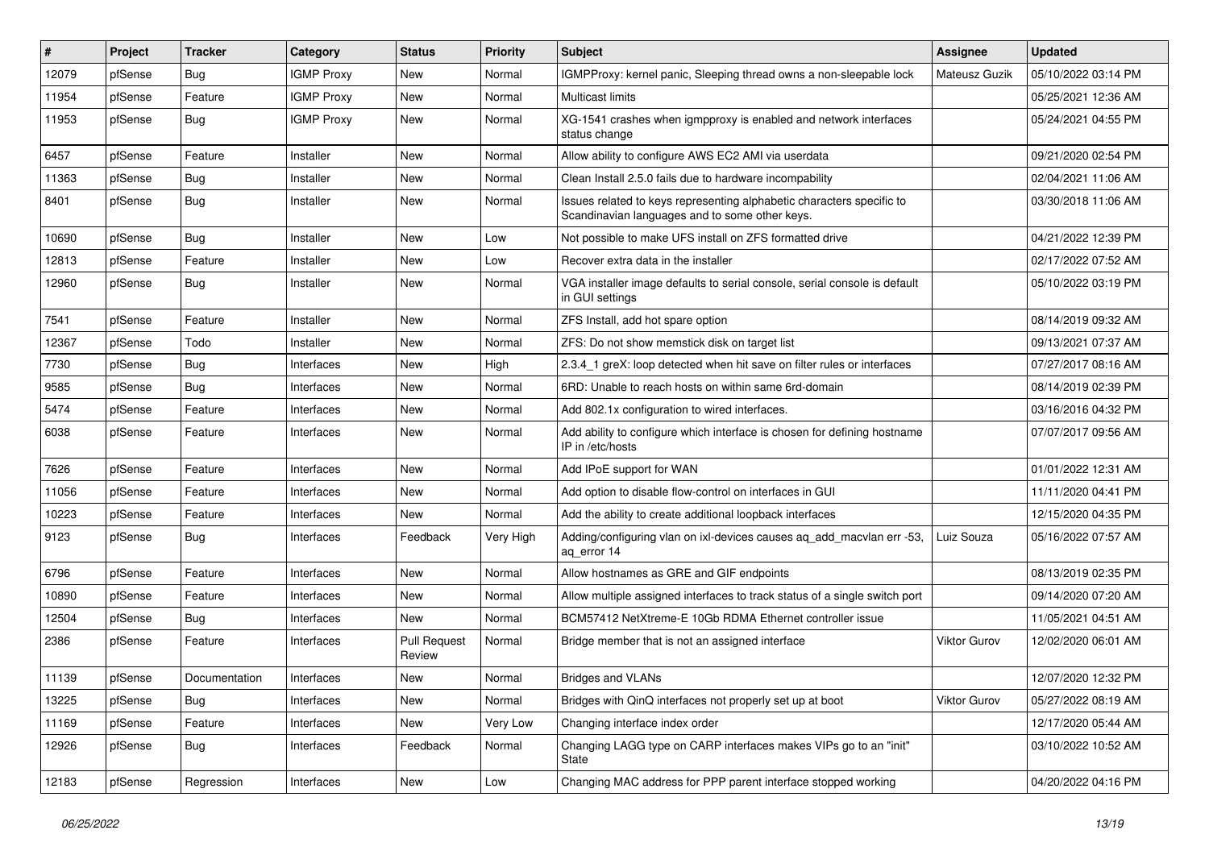| # | Project | Tracker | Category | Status | Priority | Subject | Assignee | Updated |
|---|---|---|---|---|---|---|---|---|
| 12079 | pfSense | Bug | IGMP Proxy | New | Normal | IGMPProxy: kernel panic, Sleeping thread owns a non-sleepable lock | Mateusz Guzik | 05/10/2022 03:14 PM |
| 11954 | pfSense | Feature | IGMP Proxy | New | Normal | Multicast limits | | 05/25/2021 12:36 AM |
| 11953 | pfSense | Bug | IGMP Proxy | New | Normal | XG-1541 crashes when igmpproxy is enabled and network interfaces status change | | 05/24/2021 04:55 PM |
| 6457 | pfSense | Feature | Installer | New | Normal | Allow ability to configure AWS EC2 AMI via userdata | | 09/21/2020 02:54 PM |
| 11363 | pfSense | Bug | Installer | New | Normal | Clean Install 2.5.0 fails due to hardware incompability | | 02/04/2021 11:06 AM |
| 8401 | pfSense | Bug | Installer | New | Normal | Issues related to keys representing alphabetic characters specific to Scandinavian languages and to some other keys. | | 03/30/2018 11:06 AM |
| 10690 | pfSense | Bug | Installer | New | Low | Not possible to make UFS install on ZFS formatted drive | | 04/21/2022 12:39 PM |
| 12813 | pfSense | Feature | Installer | New | Low | Recover extra data in the installer | | 02/17/2022 07:52 AM |
| 12960 | pfSense | Bug | Installer | New | Normal | VGA installer image defaults to serial console, serial console is default in GUI settings | | 05/10/2022 03:19 PM |
| 7541 | pfSense | Feature | Installer | New | Normal | ZFS Install, add hot spare option | | 08/14/2019 09:32 AM |
| 12367 | pfSense | Todo | Installer | New | Normal | ZFS: Do not show memstick disk on target list | | 09/13/2021 07:37 AM |
| 7730 | pfSense | Bug | Interfaces | New | High | 2.3.4_1 greX: loop detected when hit save on filter rules or interfaces | | 07/27/2017 08:16 AM |
| 9585 | pfSense | Bug | Interfaces | New | Normal | 6RD: Unable to reach hosts on within same 6rd-domain | | 08/14/2019 02:39 PM |
| 5474 | pfSense | Feature | Interfaces | New | Normal | Add 802.1x configuration to wired interfaces. | | 03/16/2016 04:32 PM |
| 6038 | pfSense | Feature | Interfaces | New | Normal | Add ability to configure which interface is chosen for defining hostname IP in /etc/hosts | | 07/07/2017 09:56 AM |
| 7626 | pfSense | Feature | Interfaces | New | Normal | Add IPoE support for WAN | | 01/01/2022 12:31 AM |
| 11056 | pfSense | Feature | Interfaces | New | Normal | Add option to disable flow-control on interfaces in GUI | | 11/11/2020 04:41 PM |
| 10223 | pfSense | Feature | Interfaces | New | Normal | Add the ability to create additional loopback interfaces | | 12/15/2020 04:35 PM |
| 9123 | pfSense | Bug | Interfaces | Feedback | Very High | Adding/configuring vlan on ixl-devices causes aq_add_macvlan err -53, aq_error 14 | Luiz Souza | 05/16/2022 07:57 AM |
| 6796 | pfSense | Feature | Interfaces | New | Normal | Allow hostnames as GRE and GIF endpoints | | 08/13/2019 02:35 PM |
| 10890 | pfSense | Feature | Interfaces | New | Normal | Allow multiple assigned interfaces to track status of a single switch port | | 09/14/2020 07:20 AM |
| 12504 | pfSense | Bug | Interfaces | New | Normal | BCM57412 NetXtreme-E 10Gb RDMA Ethernet controller issue | | 11/05/2021 04:51 AM |
| 2386 | pfSense | Feature | Interfaces | Pull Request Review | Normal | Bridge member that is not an assigned interface | Viktor Gurov | 12/02/2020 06:01 AM |
| 11139 | pfSense | Documentation | Interfaces | New | Normal | Bridges and VLANs | | 12/07/2020 12:32 PM |
| 13225 | pfSense | Bug | Interfaces | New | Normal | Bridges with QinQ interfaces not properly set up at boot | Viktor Gurov | 05/27/2022 08:19 AM |
| 11169 | pfSense | Feature | Interfaces | New | Very Low | Changing interface index order | | 12/17/2020 05:44 AM |
| 12926 | pfSense | Bug | Interfaces | Feedback | Normal | Changing LAGG type on CARP interfaces makes VIPs go to an "init" State | | 03/10/2022 10:52 AM |
| 12183 | pfSense | Regression | Interfaces | New | Low | Changing MAC address for PPP parent interface stopped working | | 04/20/2022 04:16 PM |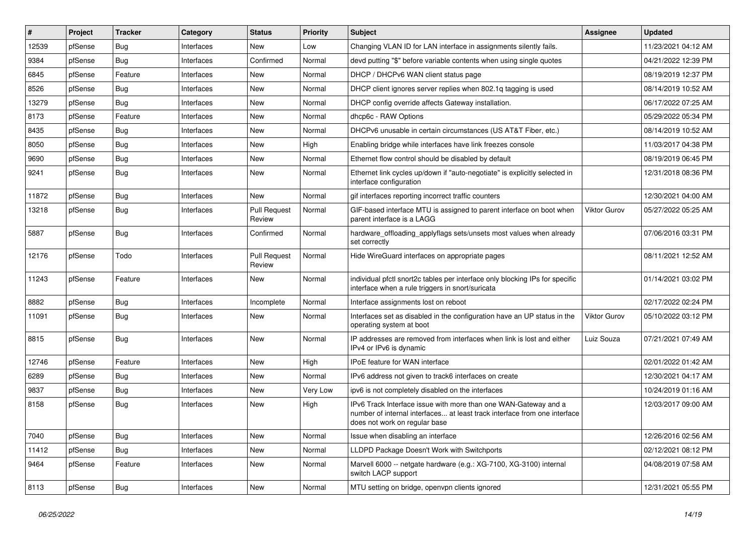| # | Project | Tracker | Category | Status | Priority | Subject | Assignee | Updated |
|---|---|---|---|---|---|---|---|---|
| 12539 | pfSense | Bug | Interfaces | New | Low | Changing VLAN ID for LAN interface in assignments silently fails. | | 11/23/2021 04:12 AM |
| 9384 | pfSense | Bug | Interfaces | Confirmed | Normal | devd putting "$" before variable contents when using single quotes | | 04/21/2022 12:39 PM |
| 6845 | pfSense | Feature | Interfaces | New | Normal | DHCP / DHCPv6 WAN client status page | | 08/19/2019 12:37 PM |
| 8526 | pfSense | Bug | Interfaces | New | Normal | DHCP client ignores server replies when 802.1q tagging is used | | 08/14/2019 10:52 AM |
| 13279 | pfSense | Bug | Interfaces | New | Normal | DHCP config override affects Gateway installation. | | 06/17/2022 07:25 AM |
| 8173 | pfSense | Feature | Interfaces | New | Normal | dhcp6c - RAW Options | | 05/29/2022 05:34 PM |
| 8435 | pfSense | Bug | Interfaces | New | Normal | DHCPv6 unusable in certain circumstances (US AT&T Fiber, etc.) | | 08/14/2019 10:52 AM |
| 8050 | pfSense | Bug | Interfaces | New | High | Enabling bridge while interfaces have link freezes console | | 11/03/2017 04:38 PM |
| 9690 | pfSense | Bug | Interfaces | New | Normal | Ethernet flow control should be disabled by default | | 08/19/2019 06:45 PM |
| 9241 | pfSense | Bug | Interfaces | New | Normal | Ethernet link cycles up/down if "auto-negotiate" is explicitly selected in interface configuration | | 12/31/2018 08:36 PM |
| 11872 | pfSense | Bug | Interfaces | New | Normal | gif interfaces reporting incorrect traffic counters | | 12/30/2021 04:00 AM |
| 13218 | pfSense | Bug | Interfaces | Pull Request Review | Normal | GIF-based interface MTU is assigned to parent interface on boot when parent interface is a LAGG | Viktor Gurov | 05/27/2022 05:25 AM |
| 5887 | pfSense | Bug | Interfaces | Confirmed | Normal | hardware_offloading_applyflags sets/unsets most values when already set correctly | | 07/06/2016 03:31 PM |
| 12176 | pfSense | Todo | Interfaces | Pull Request Review | Normal | Hide WireGuard interfaces on appropriate pages | | 08/11/2021 12:52 AM |
| 11243 | pfSense | Feature | Interfaces | New | Normal | individual pfctl snort2c tables per interface only blocking IPs for specific interface when a rule triggers in snort/suricata | | 01/14/2021 03:02 PM |
| 8882 | pfSense | Bug | Interfaces | Incomplete | Normal | Interface assignments lost on reboot | | 02/17/2022 02:24 PM |
| 11091 | pfSense | Bug | Interfaces | New | Normal | Interfaces set as disabled in the configuration have an UP status in the operating system at boot | Viktor Gurov | 05/10/2022 03:12 PM |
| 8815 | pfSense | Bug | Interfaces | New | Normal | IP addresses are removed from interfaces when link is lost and either IPv4 or IPv6 is dynamic | Luiz Souza | 07/21/2021 07:49 AM |
| 12746 | pfSense | Feature | Interfaces | New | High | IPoE feature for WAN interface | | 02/01/2022 01:42 AM |
| 6289 | pfSense | Bug | Interfaces | New | Normal | IPv6 address not given to track6 interfaces on create | | 12/30/2021 04:17 AM |
| 9837 | pfSense | Bug | Interfaces | New | Very Low | ipv6 is not completely disabled on the interfaces | | 10/24/2019 01:16 AM |
| 8158 | pfSense | Bug | Interfaces | New | High | IPv6 Track Interface issue with more than one WAN-Gateway and a number of internal interfaces... at least track interface from one interface does not work on regular base | | 12/03/2017 09:00 AM |
| 7040 | pfSense | Bug | Interfaces | New | Normal | Issue when disabling an interface | | 12/26/2016 02:56 AM |
| 11412 | pfSense | Bug | Interfaces | New | Normal | LLDPD Package Doesn't Work with Switchports | | 02/12/2021 08:12 PM |
| 9464 | pfSense | Feature | Interfaces | New | Normal | Marvell 6000 -- netgate hardware (e.g.: XG-7100, XG-3100) internal switch LACP support | | 04/08/2019 07:58 AM |
| 8113 | pfSense | Bug | Interfaces | New | Normal | MTU setting on bridge, openvpn clients ignored | | 12/31/2021 05:55 PM |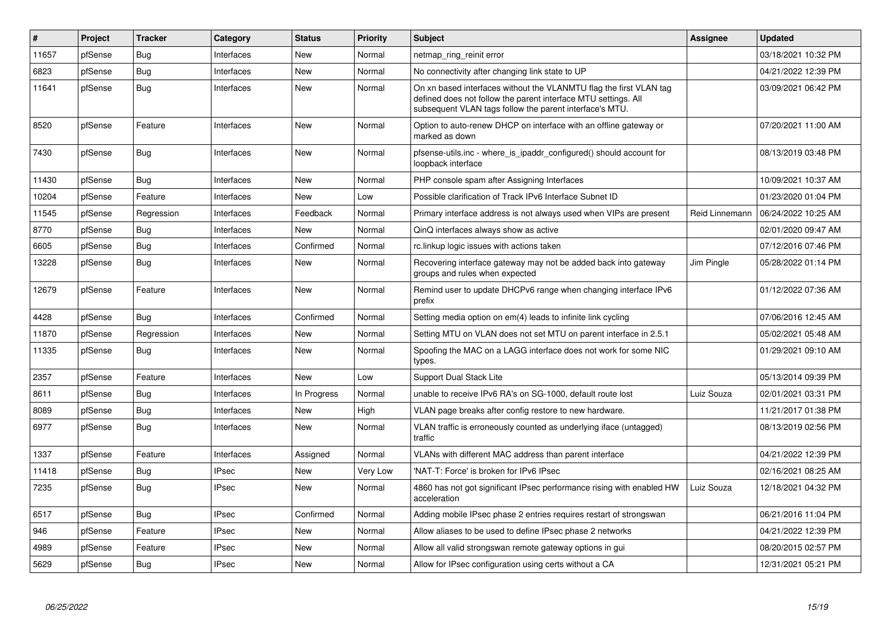| # | Project | Tracker | Category | Status | Priority | Subject | Assignee | Updated |
|---|---|---|---|---|---|---|---|---|
| 11657 | pfSense | Bug | Interfaces | New | Normal | netmap_ring_reinit error | | 03/18/2021 10:32 PM |
| 6823 | pfSense | Bug | Interfaces | New | Normal | No connectivity after changing link state to UP | | 04/21/2022 12:39 PM |
| 11641 | pfSense | Bug | Interfaces | New | Normal | On xn based interfaces without the VLANMTU flag the first VLAN tag defined does not follow the parent interface MTU settings. All subsequent VLAN tags follow the parent interface's MTU. | | 03/09/2021 06:42 PM |
| 8520 | pfSense | Feature | Interfaces | New | Normal | Option to auto-renew DHCP on interface with an offline gateway or marked as down | | 07/20/2021 11:00 AM |
| 7430 | pfSense | Bug | Interfaces | New | Normal | pfsense-utils.inc - where_is_ipaddr_configured() should account for loopback interface | | 08/13/2019 03:48 PM |
| 11430 | pfSense | Bug | Interfaces | New | Normal | PHP console spam after Assigning Interfaces | | 10/09/2021 10:37 AM |
| 10204 | pfSense | Feature | Interfaces | New | Low | Possible clarification of Track IPv6 Interface Subnet ID | | 01/23/2020 01:04 PM |
| 11545 | pfSense | Regression | Interfaces | Feedback | Normal | Primary interface address is not always used when VIPs are present | Reid Linnemann | 06/24/2022 10:25 AM |
| 8770 | pfSense | Bug | Interfaces | New | Normal | QinQ interfaces always show as active | | 02/01/2020 09:47 AM |
| 6605 | pfSense | Bug | Interfaces | Confirmed | Normal | rc.linkup logic issues with actions taken | | 07/12/2016 07:46 PM |
| 13228 | pfSense | Bug | Interfaces | New | Normal | Recovering interface gateway may not be added back into gateway groups and rules when expected | Jim Pingle | 05/28/2022 01:14 PM |
| 12679 | pfSense | Feature | Interfaces | New | Normal | Remind user to update DHCPv6 range when changing interface IPv6 prefix | | 01/12/2022 07:36 AM |
| 4428 | pfSense | Bug | Interfaces | Confirmed | Normal | Setting media option on em(4) leads to infinite link cycling | | 07/06/2016 12:45 AM |
| 11870 | pfSense | Regression | Interfaces | New | Normal | Setting MTU on VLAN does not set MTU on parent interface in 2.5.1 | | 05/02/2021 05:48 AM |
| 11335 | pfSense | Bug | Interfaces | New | Normal | Spoofing the MAC on a LAGG interface does not work for some NIC types. | | 01/29/2021 09:10 AM |
| 2357 | pfSense | Feature | Interfaces | New | Low | Support Dual Stack Lite | | 05/13/2014 09:39 PM |
| 8611 | pfSense | Bug | Interfaces | In Progress | Normal | unable to receive IPv6 RA's on SG-1000, default route lost | Luiz Souza | 02/01/2021 03:31 PM |
| 8089 | pfSense | Bug | Interfaces | New | High | VLAN page breaks after config restore to new hardware. | | 11/21/2017 01:38 PM |
| 6977 | pfSense | Bug | Interfaces | New | Normal | VLAN traffic is erroneously counted as underlying iface (untagged) traffic | | 08/13/2019 02:56 PM |
| 1337 | pfSense | Feature | Interfaces | Assigned | Normal | VLANs with different MAC address than parent interface | | 04/21/2022 12:39 PM |
| 11418 | pfSense | Bug | IPsec | New | Very Low | 'NAT-T: Force' is broken for IPv6 IPsec | | 02/16/2021 08:25 AM |
| 7235 | pfSense | Bug | IPsec | New | Normal | 4860 has not got significant IPsec performance rising with enabled HW acceleration | Luiz Souza | 12/18/2021 04:32 PM |
| 6517 | pfSense | Bug | IPsec | Confirmed | Normal | Adding mobile IPsec phase 2 entries requires restart of strongswan | | 06/21/2016 11:04 PM |
| 946 | pfSense | Feature | IPsec | New | Normal | Allow aliases to be used to define IPsec phase 2 networks | | 04/21/2022 12:39 PM |
| 4989 | pfSense | Feature | IPsec | New | Normal | Allow all valid strongswan remote gateway options in gui | | 08/20/2015 02:57 PM |
| 5629 | pfSense | Bug | IPsec | New | Normal | Allow for IPsec configuration using certs without a CA | | 12/31/2021 05:21 PM |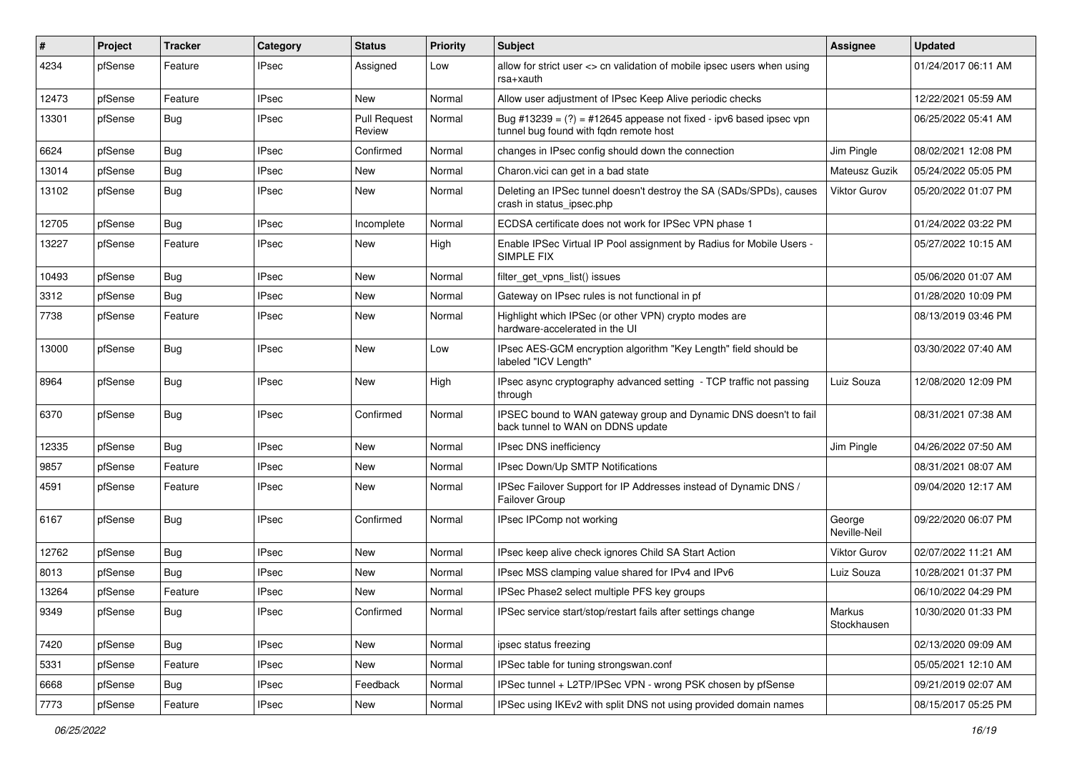| # | Project | Tracker | Category | Status | Priority | Subject | Assignee | Updated |
|---|---|---|---|---|---|---|---|---|
| 4234 | pfSense | Feature | IPsec | Assigned | Low | allow for strict user <> cn validation of mobile ipsec users when using rsa+xauth | | 01/24/2017 06:11 AM |
| 12473 | pfSense | Feature | IPsec | New | Normal | Allow user adjustment of IPsec Keep Alive periodic checks | | 12/22/2021 05:59 AM |
| 13301 | pfSense | Bug | IPsec | Pull Request Review | Normal | Bug #13239 = (?) = #12645 appease not fixed - ipv6 based ipsec vpn tunnel bug found with fqdn remote host | | 06/25/2022 05:41 AM |
| 6624 | pfSense | Bug | IPsec | Confirmed | Normal | changes in IPsec config should down the connection | Jim Pingle | 08/02/2021 12:08 PM |
| 13014 | pfSense | Bug | IPsec | New | Normal | Charon.vici can get in a bad state | Mateusz Guzik | 05/24/2022 05:05 PM |
| 13102 | pfSense | Bug | IPsec | New | Normal | Deleting an IPSec tunnel doesn't destroy the SA (SADs/SPDs), causes crash in status_ipsec.php | Viktor Gurov | 05/20/2022 01:07 PM |
| 12705 | pfSense | Bug | IPsec | Incomplete | Normal | ECDSA certificate does not work for IPSec VPN phase 1 | | 01/24/2022 03:22 PM |
| 13227 | pfSense | Feature | IPsec | New | High | Enable IPSec Virtual IP Pool assignment by Radius for Mobile Users - SIMPLE FIX | | 05/27/2022 10:15 AM |
| 10493 | pfSense | Bug | IPsec | New | Normal | filter_get_vpns_list() issues | | 05/06/2020 01:07 AM |
| 3312 | pfSense | Bug | IPsec | New | Normal | Gateway on IPsec rules is not functional in pf | | 01/28/2020 10:09 PM |
| 7738 | pfSense | Feature | IPsec | New | Normal | Highlight which IPSec (or other VPN) crypto modes are hardware-accelerated in the UI | | 08/13/2019 03:46 PM |
| 13000 | pfSense | Bug | IPsec | New | Low | IPsec AES-GCM encryption algorithm "Key Length" field should be labeled "ICV Length" | | 03/30/2022 07:40 AM |
| 8964 | pfSense | Bug | IPsec | New | High | IPsec async cryptography advanced setting - TCP traffic not passing through | Luiz Souza | 12/08/2020 12:09 PM |
| 6370 | pfSense | Bug | IPsec | Confirmed | Normal | IPSEC bound to WAN gateway group and Dynamic DNS doesn't to fail back tunnel to WAN on DDNS update | | 08/31/2021 07:38 AM |
| 12335 | pfSense | Bug | IPsec | New | Normal | IPsec DNS inefficiency | Jim Pingle | 04/26/2022 07:50 AM |
| 9857 | pfSense | Feature | IPsec | New | Normal | IPsec Down/Up SMTP Notifications | | 08/31/2021 08:07 AM |
| 4591 | pfSense | Feature | IPsec | New | Normal | IPSec Failover Support for IP Addresses instead of Dynamic DNS / Failover Group | | 09/04/2020 12:17 AM |
| 6167 | pfSense | Bug | IPsec | Confirmed | Normal | IPsec IPComp not working | George Neville-Neil | 09/22/2020 06:07 PM |
| 12762 | pfSense | Bug | IPsec | New | Normal | IPsec keep alive check ignores Child SA Start Action | Viktor Gurov | 02/07/2022 11:21 AM |
| 8013 | pfSense | Bug | IPsec | New | Normal | IPsec MSS clamping value shared for IPv4 and IPv6 | Luiz Souza | 10/28/2021 01:37 PM |
| 13264 | pfSense | Feature | IPsec | New | Normal | IPSec Phase2 select multiple PFS key groups | | 06/10/2022 04:29 PM |
| 9349 | pfSense | Bug | IPsec | Confirmed | Normal | IPSec service start/stop/restart fails after settings change | Markus Stockhausen | 10/30/2020 01:33 PM |
| 7420 | pfSense | Bug | IPsec | New | Normal | ipsec status freezing | | 02/13/2020 09:09 AM |
| 5331 | pfSense | Feature | IPsec | New | Normal | IPSec table for tuning strongswan.conf | | 05/05/2021 12:10 AM |
| 6668 | pfSense | Bug | IPsec | Feedback | Normal | IPSec tunnel + L2TP/IPSec VPN - wrong PSK chosen by pfSense | | 09/21/2019 02:07 AM |
| 7773 | pfSense | Feature | IPsec | New | Normal | IPSec using IKEv2 with split DNS not using provided domain names | | 08/15/2017 05:25 PM |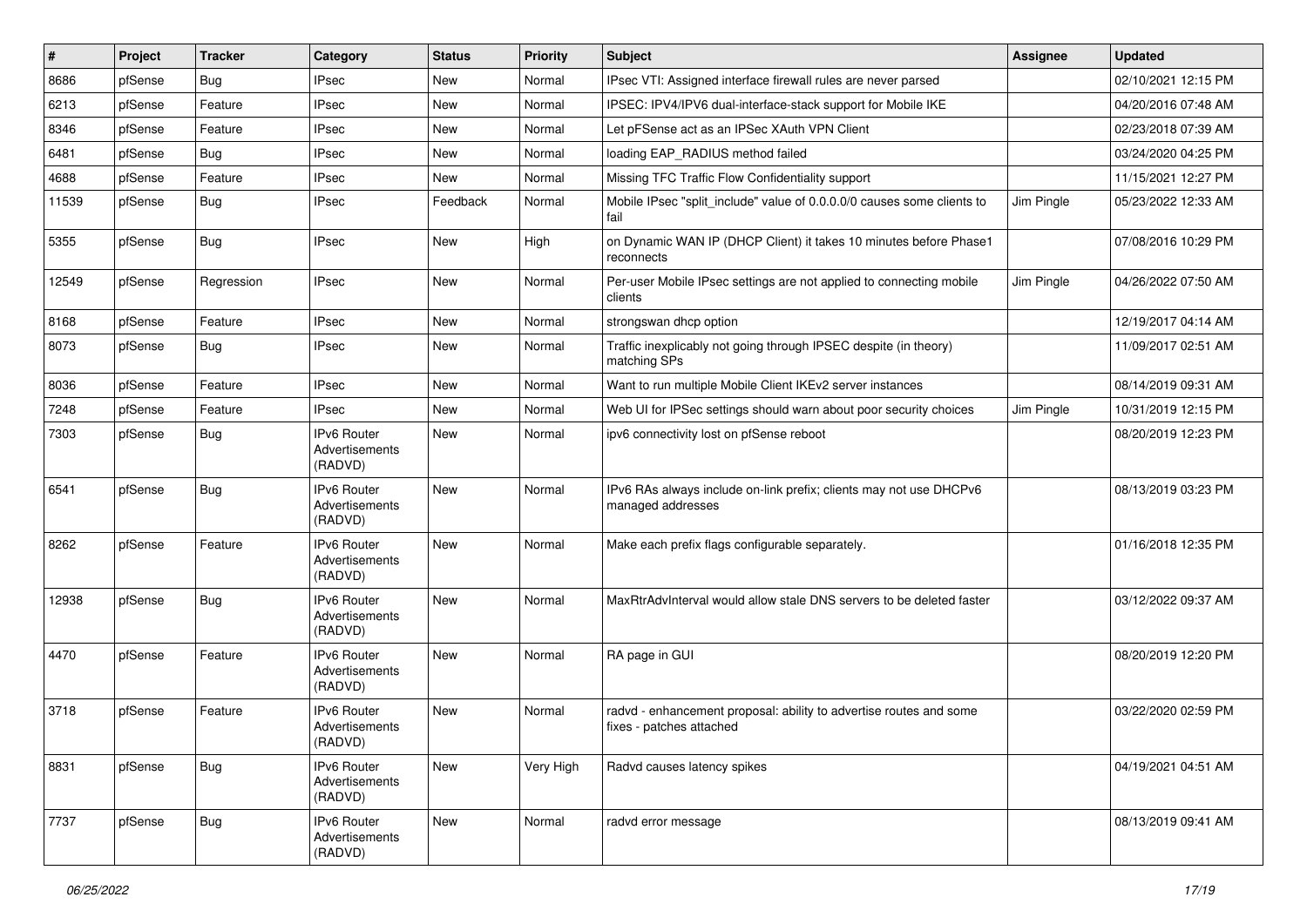| # | Project | Tracker | Category | Status | Priority | Subject | Assignee | Updated |
|---|---|---|---|---|---|---|---|---|
| 8686 | pfSense | Bug | IPsec | New | Normal | IPsec VTI: Assigned interface firewall rules are never parsed | | 02/10/2021 12:15 PM |
| 6213 | pfSense | Feature | IPsec | New | Normal | IPSEC: IPV4/IPV6 dual-interface-stack support for Mobile IKE | | 04/20/2016 07:48 AM |
| 8346 | pfSense | Feature | IPsec | New | Normal | Let pFSense act as an IPSec XAuth VPN Client | | 02/23/2018 07:39 AM |
| 6481 | pfSense | Bug | IPsec | New | Normal | loading EAP_RADIUS method failed | | 03/24/2020 04:25 PM |
| 4688 | pfSense | Feature | IPsec | New | Normal | Missing TFC Traffic Flow Confidentiality support | | 11/15/2021 12:27 PM |
| 11539 | pfSense | Bug | IPsec | Feedback | Normal | Mobile IPsec "split_include" value of 0.0.0.0/0 causes some clients to fail | Jim Pingle | 05/23/2022 12:33 AM |
| 5355 | pfSense | Bug | IPsec | New | High | on Dynamic WAN IP (DHCP Client) it takes 10 minutes before Phase1 reconnects | | 07/08/2016 10:29 PM |
| 12549 | pfSense | Regression | IPsec | New | Normal | Per-user Mobile IPsec settings are not applied to connecting mobile clients | Jim Pingle | 04/26/2022 07:50 AM |
| 8168 | pfSense | Feature | IPsec | New | Normal | strongswan dhcp option | | 12/19/2017 04:14 AM |
| 8073 | pfSense | Bug | IPsec | New | Normal | Traffic inexplicably not going through IPSEC despite (in theory) matching SPs | | 11/09/2017 02:51 AM |
| 8036 | pfSense | Feature | IPsec | New | Normal | Want to run multiple Mobile Client IKEv2 server instances | | 08/14/2019 09:31 AM |
| 7248 | pfSense | Feature | IPsec | New | Normal | Web UI for IPSec settings should warn about poor security choices | Jim Pingle | 10/31/2019 12:15 PM |
| 7303 | pfSense | Bug | IPv6 Router Advertisements (RADVD) | New | Normal | ipv6 connectivity lost on pfSense reboot | | 08/20/2019 12:23 PM |
| 6541 | pfSense | Bug | IPv6 Router Advertisements (RADVD) | New | Normal | IPv6 RAs always include on-link prefix; clients may not use DHCPv6 managed addresses | | 08/13/2019 03:23 PM |
| 8262 | pfSense | Feature | IPv6 Router Advertisements (RADVD) | New | Normal | Make each prefix flags configurable separately. | | 01/16/2018 12:35 PM |
| 12938 | pfSense | Bug | IPv6 Router Advertisements (RADVD) | New | Normal | MaxRtrAdvInterval would allow stale DNS servers to be deleted faster | | 03/12/2022 09:37 AM |
| 4470 | pfSense | Feature | IPv6 Router Advertisements (RADVD) | New | Normal | RA page in GUI | | 08/20/2019 12:20 PM |
| 3718 | pfSense | Feature | IPv6 Router Advertisements (RADVD) | New | Normal | radvd - enhancement proposal: ability to advertise routes and some fixes - patches attached | | 03/22/2020 02:59 PM |
| 8831 | pfSense | Bug | IPv6 Router Advertisements (RADVD) | New | Very High | Radvd causes latency spikes | | 04/19/2021 04:51 AM |
| 7737 | pfSense | Bug | IPv6 Router Advertisements (RADVD) | New | Normal | radvd error message | | 08/13/2019 09:41 AM |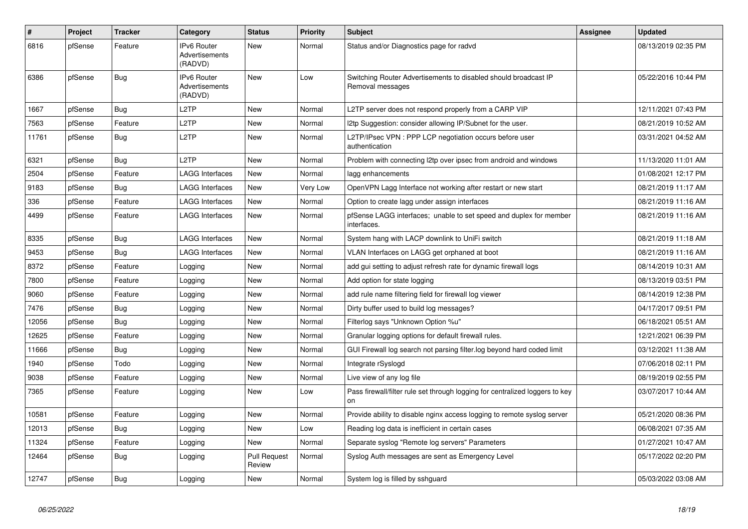| # | Project | Tracker | Category | Status | Priority | Subject | Assignee | Updated |
|---|---|---|---|---|---|---|---|---|
| 6816 | pfSense | Feature | IPv6 Router Advertisements (RADVD) | New | Normal | Status and/or Diagnostics page for radvd | | 08/13/2019 02:35 PM |
| 6386 | pfSense | Bug | IPv6 Router Advertisements (RADVD) | New | Low | Switching Router Advertisements to disabled should broadcast IP Removal messages | | 05/22/2016 10:44 PM |
| 1667 | pfSense | Bug | L2TP | New | Normal | L2TP server does not respond properly from a CARP VIP | | 12/11/2021 07:43 PM |
| 7563 | pfSense | Feature | L2TP | New | Normal | l2tp Suggestion: consider allowing IP/Subnet for the user. | | 08/21/2019 10:52 AM |
| 11761 | pfSense | Bug | L2TP | New | Normal | L2TP/IPsec VPN : PPP LCP negotiation occurs before user authentication | | 03/31/2021 04:52 AM |
| 6321 | pfSense | Bug | L2TP | New | Normal | Problem with connecting l2tp over ipsec from android and windows | | 11/13/2020 11:01 AM |
| 2504 | pfSense | Feature | LAGG Interfaces | New | Normal | lagg enhancements | | 01/08/2021 12:17 PM |
| 9183 | pfSense | Bug | LAGG Interfaces | New | Very Low | OpenVPN Lagg Interface not working after restart or new start | | 08/21/2019 11:17 AM |
| 336 | pfSense | Feature | LAGG Interfaces | New | Normal | Option to create lagg under assign interfaces | | 08/21/2019 11:16 AM |
| 4499 | pfSense | Feature | LAGG Interfaces | New | Normal | pfSense LAGG interfaces; unable to set speed and duplex for member interfaces. | | 08/21/2019 11:16 AM |
| 8335 | pfSense | Bug | LAGG Interfaces | New | Normal | System hang with LACP downlink to UniFi switch | | 08/21/2019 11:18 AM |
| 9453 | pfSense | Bug | LAGG Interfaces | New | Normal | VLAN Interfaces on LAGG get orphaned at boot | | 08/21/2019 11:16 AM |
| 8372 | pfSense | Feature | Logging | New | Normal | add gui setting to adjust refresh rate for dynamic firewall logs | | 08/14/2019 10:31 AM |
| 7800 | pfSense | Feature | Logging | New | Normal | Add option for state logging | | 08/13/2019 03:51 PM |
| 9060 | pfSense | Feature | Logging | New | Normal | add rule name filtering field for firewall log viewer | | 08/14/2019 12:38 PM |
| 7476 | pfSense | Bug | Logging | New | Normal | Dirty buffer used to build log messages? | | 04/17/2017 09:51 PM |
| 12056 | pfSense | Bug | Logging | New | Normal | Filterlog says "Unknown Option %u" | | 06/18/2021 05:51 AM |
| 12625 | pfSense | Feature | Logging | New | Normal | Granular logging options for default firewall rules. | | 12/21/2021 06:39 PM |
| 11666 | pfSense | Bug | Logging | New | Normal | GUI Firewall log search not parsing filter.log beyond hard coded limit | | 03/12/2021 11:38 AM |
| 1940 | pfSense | Todo | Logging | New | Normal | Integrate rSyslogd | | 07/06/2018 02:11 PM |
| 9038 | pfSense | Feature | Logging | New | Normal | Live view of any log file | | 08/19/2019 02:55 PM |
| 7365 | pfSense | Feature | Logging | New | Low | Pass firewall/filter rule set through logging for centralized loggers to key on | | 03/07/2017 10:44 AM |
| 10581 | pfSense | Feature | Logging | New | Normal | Provide ability to disable nginx access logging to remote syslog server | | 05/21/2020 08:36 PM |
| 12013 | pfSense | Bug | Logging | New | Low | Reading log data is inefficient in certain cases | | 06/08/2021 07:35 AM |
| 11324 | pfSense | Feature | Logging | New | Normal | Separate syslog "Remote log servers" Parameters | | 01/27/2021 10:47 AM |
| 12464 | pfSense | Bug | Logging | Pull Request Review | Normal | Syslog Auth messages are sent as Emergency Level | | 05/17/2022 02:20 PM |
| 12747 | pfSense | Bug | Logging | New | Normal | System log is filled by sshguard | | 05/03/2022 03:08 AM |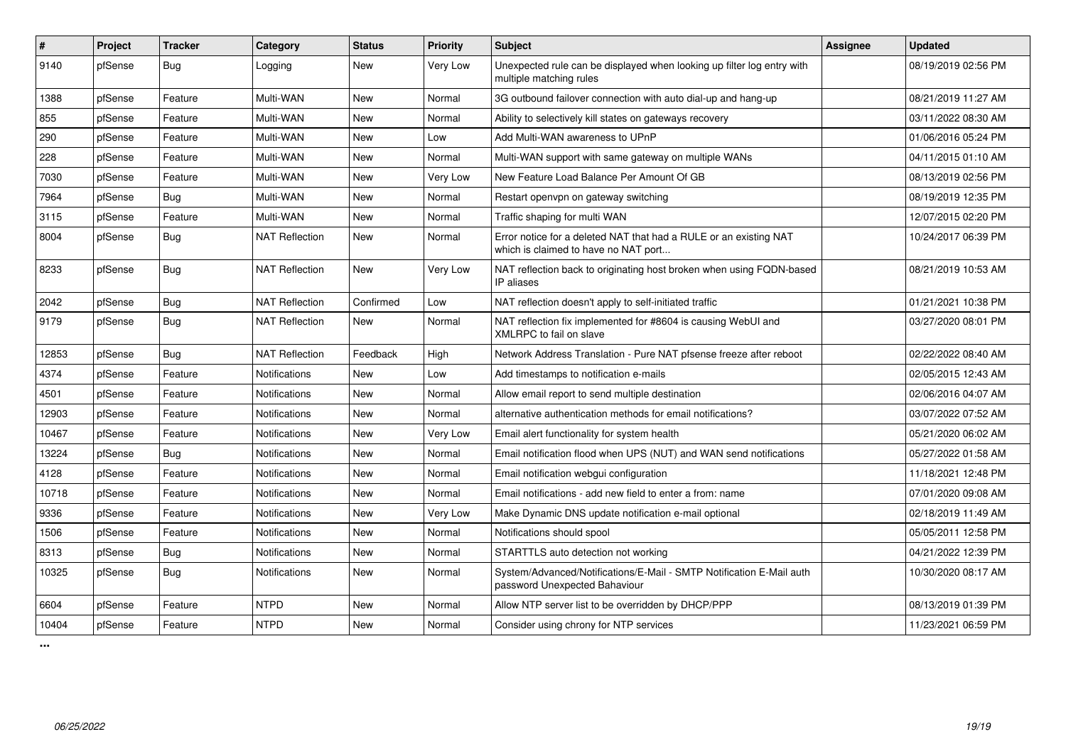| # | Project | Tracker | Category | Status | Priority | Subject | Assignee | Updated |
|---|---|---|---|---|---|---|---|---|
| 9140 | pfSense | Bug | Logging | New | Very Low | Unexpected rule can be displayed when looking up filter log entry with multiple matching rules | | 08/19/2019 02:56 PM |
| 1388 | pfSense | Feature | Multi-WAN | New | Normal | 3G outbound failover connection with auto dial-up and hang-up | | 08/21/2019 11:27 AM |
| 855 | pfSense | Feature | Multi-WAN | New | Normal | Ability to selectively kill states on gateways recovery | | 03/11/2022 08:30 AM |
| 290 | pfSense | Feature | Multi-WAN | New | Low | Add Multi-WAN awareness to UPnP | | 01/06/2016 05:24 PM |
| 228 | pfSense | Feature | Multi-WAN | New | Normal | Multi-WAN support with same gateway on multiple WANs | | 04/11/2015 01:10 AM |
| 7030 | pfSense | Feature | Multi-WAN | New | Very Low | New Feature Load Balance Per Amount Of GB | | 08/13/2019 02:56 PM |
| 7964 | pfSense | Bug | Multi-WAN | New | Normal | Restart openvpn on gateway switching | | 08/19/2019 12:35 PM |
| 3115 | pfSense | Feature | Multi-WAN | New | Normal | Traffic shaping for multi WAN | | 12/07/2015 02:20 PM |
| 8004 | pfSense | Bug | NAT Reflection | New | Normal | Error notice for a deleted NAT that had a RULE or an existing NAT which is claimed to have no NAT port... | | 10/24/2017 06:39 PM |
| 8233 | pfSense | Bug | NAT Reflection | New | Very Low | NAT reflection back to originating host broken when using FQDN-based IP aliases | | 08/21/2019 10:53 AM |
| 2042 | pfSense | Bug | NAT Reflection | Confirmed | Low | NAT reflection doesn't apply to self-initiated traffic | | 01/21/2021 10:38 PM |
| 9179 | pfSense | Bug | NAT Reflection | New | Normal | NAT reflection fix implemented for #8604 is causing WebUI and XMLRPC to fail on slave | | 03/27/2020 08:01 PM |
| 12853 | pfSense | Bug | NAT Reflection | Feedback | High | Network Address Translation - Pure NAT pfsense freeze after reboot | | 02/22/2022 08:40 AM |
| 4374 | pfSense | Feature | Notifications | New | Low | Add timestamps to notification e-mails | | 02/05/2015 12:43 AM |
| 4501 | pfSense | Feature | Notifications | New | Normal | Allow email report to send multiple destination | | 02/06/2016 04:07 AM |
| 12903 | pfSense | Feature | Notifications | New | Normal | alternative authentication methods for email notifications? | | 03/07/2022 07:52 AM |
| 10467 | pfSense | Feature | Notifications | New | Very Low | Email alert functionality for system health | | 05/21/2020 06:02 AM |
| 13224 | pfSense | Bug | Notifications | New | Normal | Email notification flood when UPS (NUT) and WAN send notifications | | 05/27/2022 01:58 AM |
| 4128 | pfSense | Feature | Notifications | New | Normal | Email notification webgui configuration | | 11/18/2021 12:48 PM |
| 10718 | pfSense | Feature | Notifications | New | Normal | Email notifications - add new field to enter a from: name | | 07/01/2020 09:08 AM |
| 9336 | pfSense | Feature | Notifications | New | Very Low | Make Dynamic DNS update notification e-mail optional | | 02/18/2019 11:49 AM |
| 1506 | pfSense | Feature | Notifications | New | Normal | Notifications should spool | | 05/05/2011 12:58 PM |
| 8313 | pfSense | Bug | Notifications | New | Normal | STARTTLS auto detection not working | | 04/21/2022 12:39 PM |
| 10325 | pfSense | Bug | Notifications | New | Normal | System/Advanced/Notifications/E-Mail - SMTP Notification E-Mail auth password Unexpected Bahaviour | | 10/30/2020 08:17 AM |
| 6604 | pfSense | Feature | NTPD | New | Normal | Allow NTP server list to be overridden by DHCP/PPP | | 08/13/2019 01:39 PM |
| 10404 | pfSense | Feature | NTPD | New | Normal | Consider using chrony for NTP services | | 11/23/2021 06:59 PM |

...